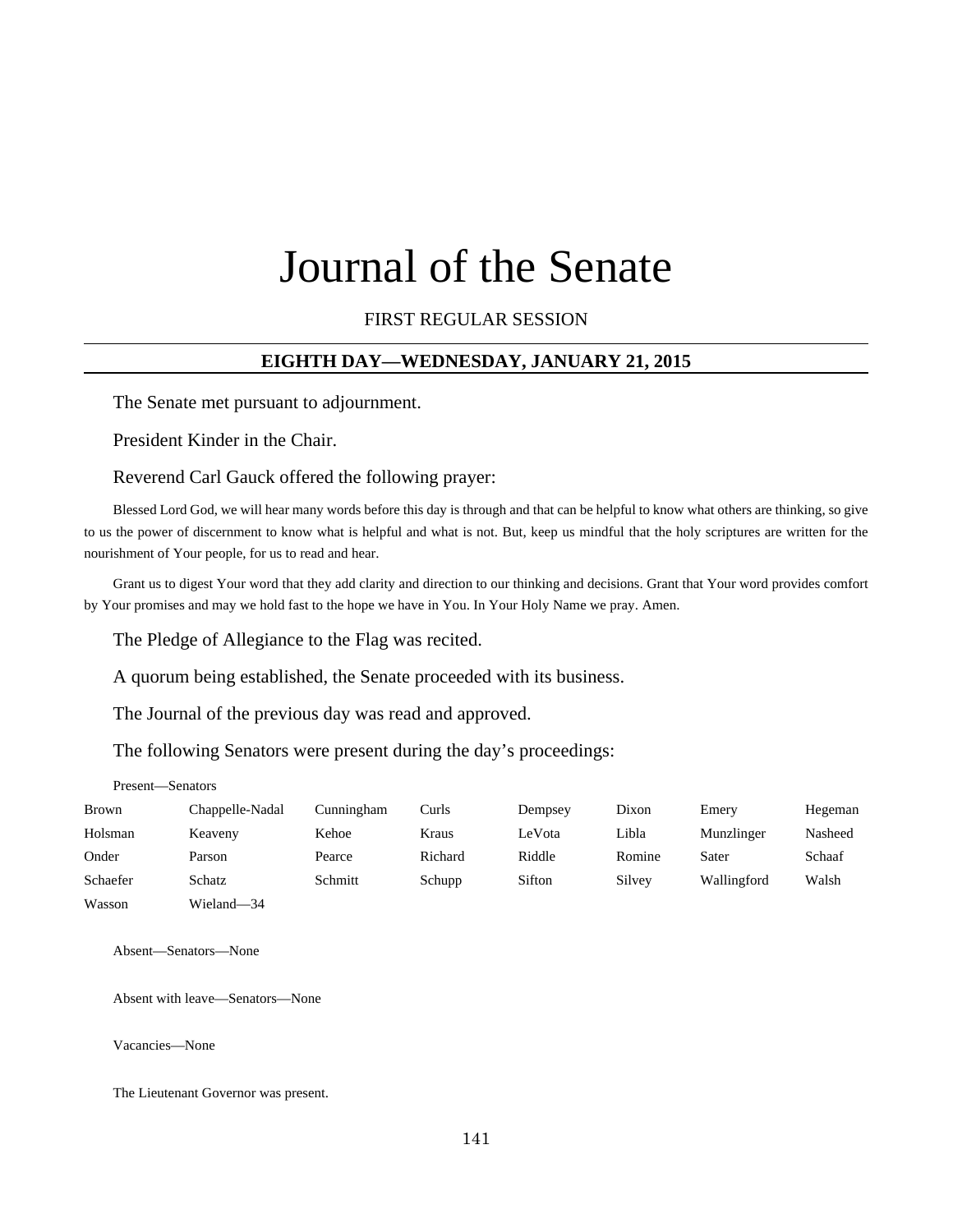# Journal of the Senate

FIRST REGULAR SESSION

## EIGHTH DAY—WEDNESDAY, JANUARY 21, 2015

The Senate met pursuant to adjournment.

President Kinder in the Chair.

Reverend Carl Gauck offered the following prayer:

Blessed Lord God, we will hear many words before this day is through and that can be helpful to know what others are thinking, so give to us the power of discernment to know what is helpful and what is not. But, keep us mindful that the holy scriptures are written for the nourishment of Your people, for us to read and hear.

Grant us to digest Your word that they add clarity and direction to our thinking and decisions. Grant that Your word provides comfort by Your promises and may we hold fast to the hope we have in You. In Your Holy Name we pray. Amen.

The Pledge of Allegiance to the Flag was recited.

A quorum being established, the Senate proceeded with its business.

The Journal of the previous day was read and approved.

The following Senators were present during the day's proceedings:

Present—Senators

| | | | | | | | |
|---|---|---|---|---|---|---|---|
| Brown | Chappelle-Nadal | Cunningham | Curls | Dempsey | Dixon | Emery | Hegeman |
| Holsman | Keaveny | Kehoe | Kraus | LeVota | Libla | Munzlinger | Nasheed |
| Onder | Parson | Pearce | Richard | Riddle | Romine | Sater | Schaaf |
| Schaefer | Schatz | Schmitt | Schupp | Sifton | Silvey | Wallingford | Walsh |
| Wasson | Wieland—34 | | | | | | |

Absent—Senators—None

Absent with leave—Senators—None

Vacancies—None

The Lieutenant Governor was present.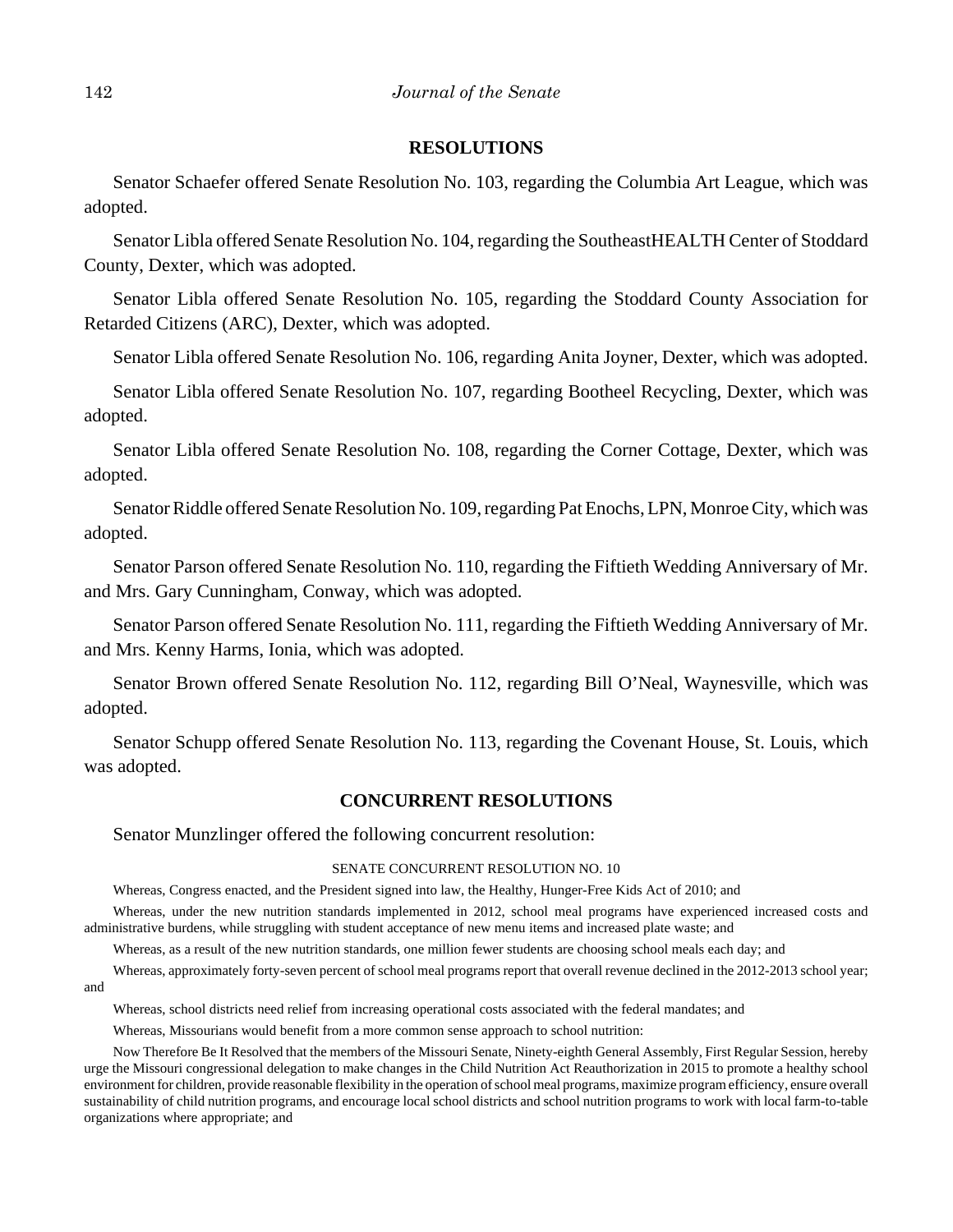## RESOLUTIONS

Senator Schaefer offered Senate Resolution No. 103, regarding the Columbia Art League, which was adopted.

Senator Libla offered Senate Resolution No. 104, regarding the SoutheastHEALTH Center of Stoddard County, Dexter, which was adopted.

Senator Libla offered Senate Resolution No. 105, regarding the Stoddard County Association for Retarded Citizens (ARC), Dexter, which was adopted.

Senator Libla offered Senate Resolution No. 106, regarding Anita Joyner, Dexter, which was adopted.

Senator Libla offered Senate Resolution No. 107, regarding Bootheel Recycling, Dexter, which was adopted.

Senator Libla offered Senate Resolution No. 108, regarding the Corner Cottage, Dexter, which was adopted.

Senator Riddle offered Senate Resolution No. 109, regarding Pat Enochs, LPN, Monroe City, which was adopted.

Senator Parson offered Senate Resolution No. 110, regarding the Fiftieth Wedding Anniversary of Mr. and Mrs. Gary Cunningham, Conway, which was adopted.

Senator Parson offered Senate Resolution No. 111, regarding the Fiftieth Wedding Anniversary of Mr. and Mrs. Kenny Harms, Ionia, which was adopted.

Senator Brown offered Senate Resolution No. 112, regarding Bill O'Neal, Waynesville, which was adopted.

Senator Schupp offered Senate Resolution No. 113, regarding the Covenant House, St. Louis, which was adopted.

## CONCURRENT RESOLUTIONS

Senator Munzlinger offered the following concurrent resolution:

SENATE CONCURRENT RESOLUTION NO. 10

Whereas, Congress enacted, and the President signed into law, the Healthy, Hunger-Free Kids Act of 2010; and

Whereas, under the new nutrition standards implemented in 2012, school meal programs have experienced increased costs and administrative burdens, while struggling with student acceptance of new menu items and increased plate waste; and

Whereas, as a result of the new nutrition standards, one million fewer students are choosing school meals each day; and

Whereas, approximately forty-seven percent of school meal programs report that overall revenue declined in the 2012-2013 school year; and

Whereas, school districts need relief from increasing operational costs associated with the federal mandates; and

Whereas, Missourians would benefit from a more common sense approach to school nutrition:

Now Therefore Be It Resolved that the members of the Missouri Senate, Ninety-eighth General Assembly, First Regular Session, hereby urge the Missouri congressional delegation to make changes in the Child Nutrition Act Reauthorization in 2015 to promote a healthy school environment for children, provide reasonable flexibility in the operation of school meal programs, maximize program efficiency, ensure overall sustainability of child nutrition programs, and encourage local school districts and school nutrition programs to work with local farm-to-table organizations where appropriate; and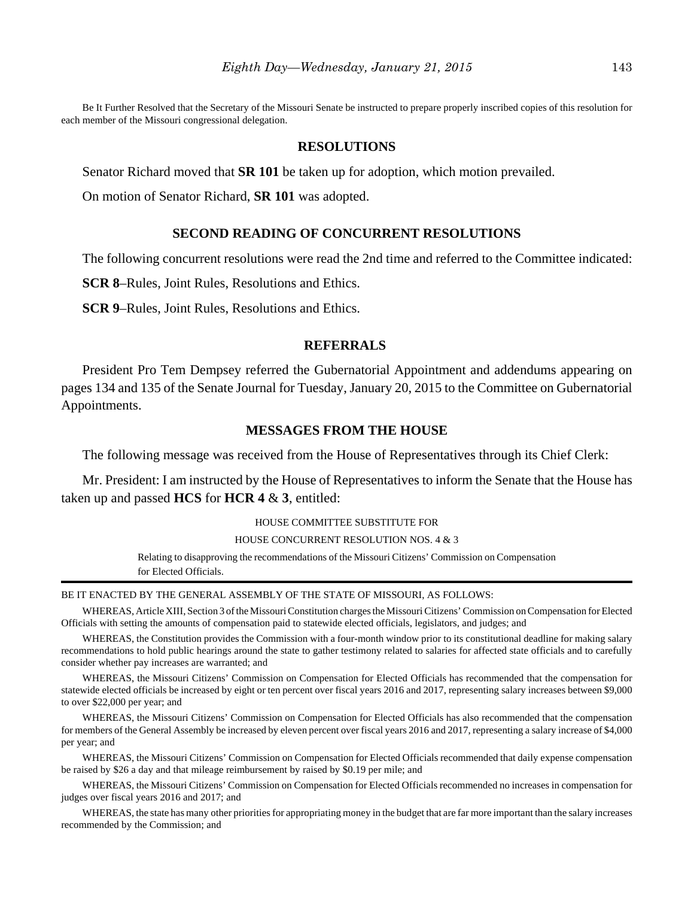Be It Further Resolved that the Secretary of the Missouri Senate be instructed to prepare properly inscribed copies of this resolution for each member of the Missouri congressional delegation.

## RESOLUTIONS

Senator Richard moved that **SR 101** be taken up for adoption, which motion prevailed.

On motion of Senator Richard, **SR 101** was adopted.

## SECOND READING OF CONCURRENT RESOLUTIONS

The following concurrent resolutions were read the 2nd time and referred to the Committee indicated:

**SCR 8**–Rules, Joint Rules, Resolutions and Ethics.

**SCR 9**–Rules, Joint Rules, Resolutions and Ethics.

## REFERRALS

President Pro Tem Dempsey referred the Gubernatorial Appointment and addendums appearing on pages 134 and 135 of the Senate Journal for Tuesday, January 20, 2015 to the Committee on Gubernatorial Appointments.

## MESSAGES FROM THE HOUSE

The following message was received from the House of Representatives through its Chief Clerk:

Mr. President: I am instructed by the House of Representatives to inform the Senate that the House has taken up and passed **HCS** for **HCR 4** & **3**, entitled:

HOUSE COMMITTEE SUBSTITUTE FOR

HOUSE CONCURRENT RESOLUTION NOS. 4 & 3

Relating to disapproving the recommendations of the Missouri Citizens' Commission on Compensation for Elected Officials.

---

BE IT ENACTED BY THE GENERAL ASSEMBLY OF THE STATE OF MISSOURI, AS FOLLOWS:

WHEREAS, Article XIII, Section 3 of the Missouri Constitution charges the Missouri Citizens' Commission on Compensation for Elected Officials with setting the amounts of compensation paid to statewide elected officials, legislators, and judges; and

WHEREAS, the Constitution provides the Commission with a four-month window prior to its constitutional deadline for making salary recommendations to hold public hearings around the state to gather testimony related to salaries for affected state officials and to carefully consider whether pay increases are warranted; and

WHEREAS, the Missouri Citizens' Commission on Compensation for Elected Officials has recommended that the compensation for statewide elected officials be increased by eight or ten percent over fiscal years 2016 and 2017, representing salary increases between $9,000 to over $22,000 per year; and

WHEREAS, the Missouri Citizens' Commission on Compensation for Elected Officials has also recommended that the compensation for members of the General Assembly be increased by eleven percent over fiscal years 2016 and 2017, representing a salary increase of $4,000 per year; and

WHEREAS, the Missouri Citizens' Commission on Compensation for Elected Officials recommended that daily expense compensation be raised by $26 a day and that mileage reimbursement by raised by $0.19 per mile; and

WHEREAS, the Missouri Citizens' Commission on Compensation for Elected Officials recommended no increases in compensation for judges over fiscal years 2016 and 2017; and

WHEREAS, the state has many other priorities for appropriating money in the budget that are far more important than the salary increases recommended by the Commission; and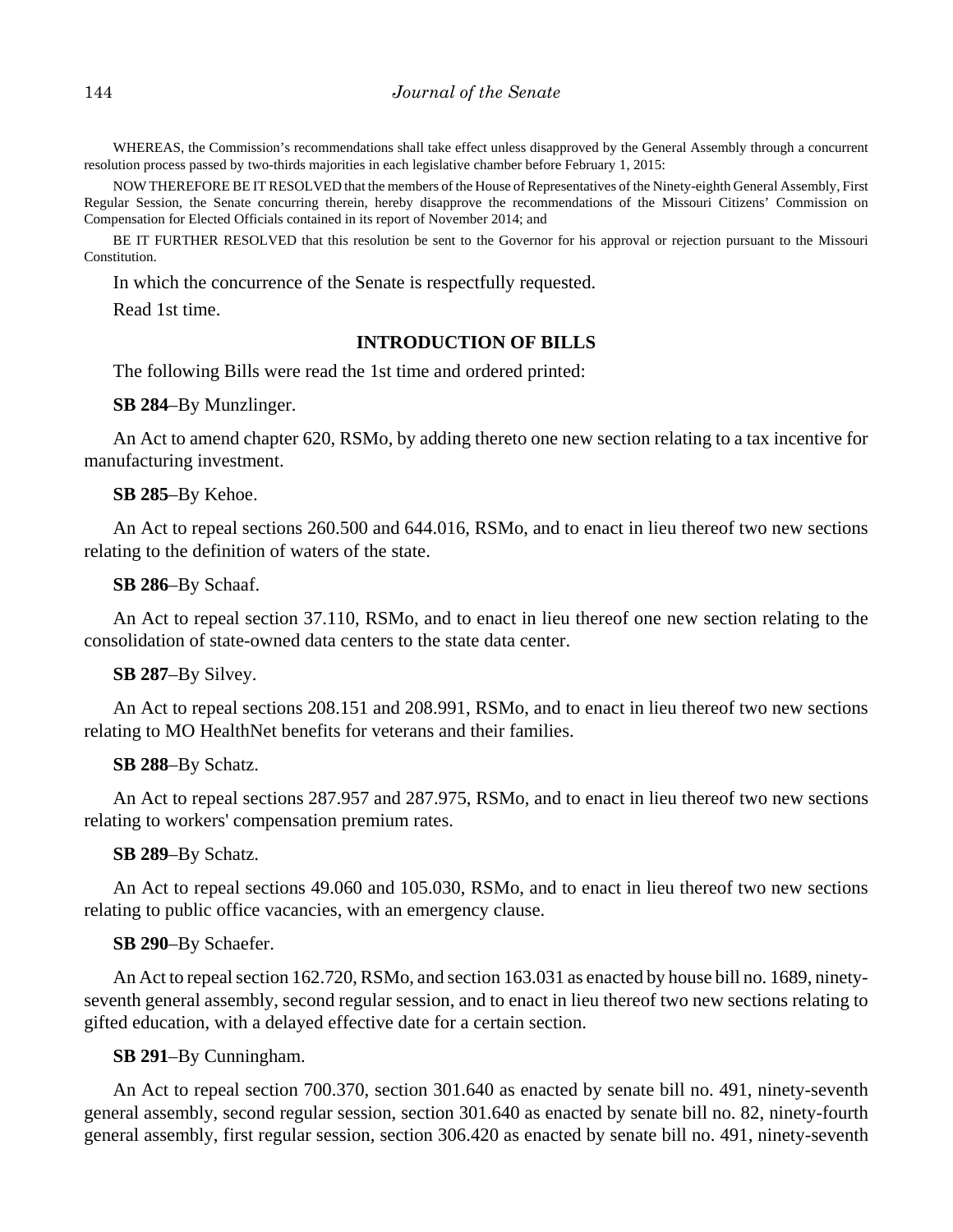WHEREAS, the Commission's recommendations shall take effect unless disapproved by the General Assembly through a concurrent resolution process passed by two-thirds majorities in each legislative chamber before February 1, 2015:

NOW THEREFORE BE IT RESOLVED that the members of the House of Representatives of the Ninety-eighth General Assembly, First Regular Session, the Senate concurring therein, hereby disapprove the recommendations of the Missouri Citizens' Commission on Compensation for Elected Officials contained in its report of November 2014; and

BE IT FURTHER RESOLVED that this resolution be sent to the Governor for his approval or rejection pursuant to the Missouri Constitution.

In which the concurrence of the Senate is respectfully requested.

Read 1st time.

## INTRODUCTION OF BILLS

The following Bills were read the 1st time and ordered printed:

**SB 284**–By Munzlinger.

An Act to amend chapter 620, RSMo, by adding thereto one new section relating to a tax incentive for manufacturing investment.

**SB 285**–By Kehoe.

An Act to repeal sections 260.500 and 644.016, RSMo, and to enact in lieu thereof two new sections relating to the definition of waters of the state.

**SB 286**–By Schaaf.

An Act to repeal section 37.110, RSMo, and to enact in lieu thereof one new section relating to the consolidation of state-owned data centers to the state data center.

**SB 287**–By Silvey.

An Act to repeal sections 208.151 and 208.991, RSMo, and to enact in lieu thereof two new sections relating to MO HealthNet benefits for veterans and their families.

**SB 288**–By Schatz.

An Act to repeal sections 287.957 and 287.975, RSMo, and to enact in lieu thereof two new sections relating to workers' compensation premium rates.

**SB 289**–By Schatz.

An Act to repeal sections 49.060 and 105.030, RSMo, and to enact in lieu thereof two new sections relating to public office vacancies, with an emergency clause.

**SB 290**–By Schaefer.

An Act to repeal section 162.720, RSMo, and section 163.031 as enacted by house bill no. 1689, ninety-seventh general assembly, second regular session, and to enact in lieu thereof two new sections relating to gifted education, with a delayed effective date for a certain section.

**SB 291**–By Cunningham.

An Act to repeal section 700.370, section 301.640 as enacted by senate bill no. 491, ninety-seventh general assembly, second regular session, section 301.640 as enacted by senate bill no. 82, ninety-fourth general assembly, first regular session, section 306.420 as enacted by senate bill no. 491, ninety-seventh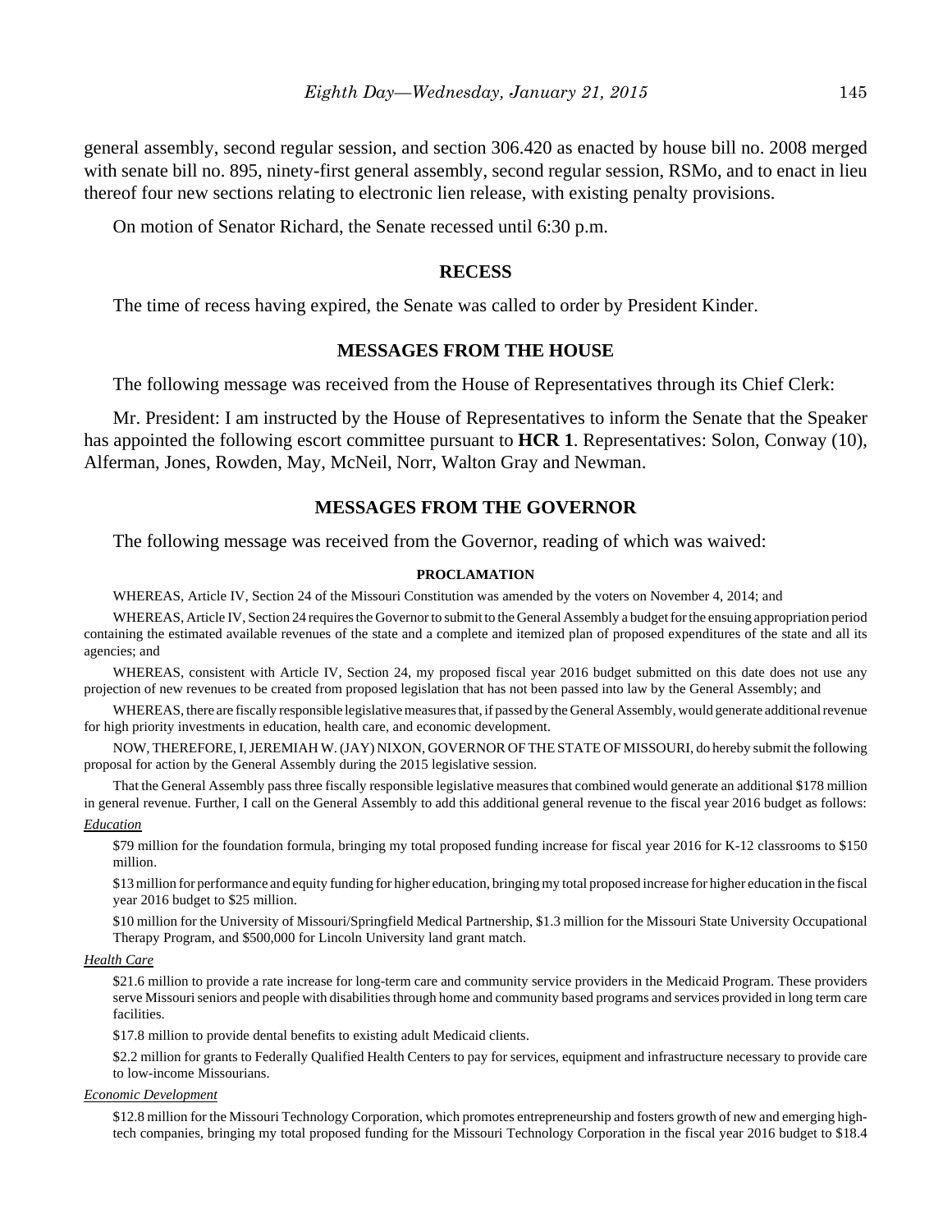general assembly, second regular session, and section 306.420 as enacted by house bill no. 2008 merged with senate bill no. 895, ninety-first general assembly, second regular session, RSMo, and to enact in lieu thereof four new sections relating to electronic lien release, with existing penalty provisions.

On motion of Senator Richard, the Senate recessed until 6:30 p.m.

## RECESS

The time of recess having expired, the Senate was called to order by President Kinder.

## MESSAGES FROM THE HOUSE

The following message was received from the House of Representatives through its Chief Clerk:

Mr. President: I am instructed by the House of Representatives to inform the Senate that the Speaker has appointed the following escort committee pursuant to **HCR 1**. Representatives: Solon, Conway (10), Alferman, Jones, Rowden, May, McNeil, Norr, Walton Gray and Newman.

## MESSAGES FROM THE GOVERNOR

The following message was received from the Governor, reading of which was waived:

**PROCLAMATION**

WHEREAS, Article IV, Section 24 of the Missouri Constitution was amended by the voters on November 4, 2014; and

WHEREAS, Article IV, Section 24 requires the Governor to submit to the General Assembly a budget for the ensuing appropriation period containing the estimated available revenues of the state and a complete and itemized plan of proposed expenditures of the state and all its agencies; and

WHEREAS, consistent with Article IV, Section 24, my proposed fiscal year 2016 budget submitted on this date does not use any projection of new revenues to be created from proposed legislation that has not been passed into law by the General Assembly; and

WHEREAS, there are fiscally responsible legislative measures that, if passed by the General Assembly, would generate additional revenue for high priority investments in education, health care, and economic development.

NOW, THEREFORE, I, JEREMIAH W. (JAY) NIXON, GOVERNOR OF THE STATE OF MISSOURI, do hereby submit the following proposal for action by the General Assembly during the 2015 legislative session.

That the General Assembly pass three fiscally responsible legislative measures that combined would generate an additional $178 million in general revenue. Further, I call on the General Assembly to add this additional general revenue to the fiscal year 2016 budget as follows:

*Education*

$79 million for the foundation formula, bringing my total proposed funding increase for fiscal year 2016 for K-12 classrooms to $150 million.

$13 million for performance and equity funding for higher education, bringing my total proposed increase for higher education in the fiscal year 2016 budget to $25 million.

$10 million for the University of Missouri/Springfield Medical Partnership, $1.3 million for the Missouri State University Occupational Therapy Program, and $500,000 for Lincoln University land grant match.

*Health Care*

$21.6 million to provide a rate increase for long-term care and community service providers in the Medicaid Program. These providers serve Missouri seniors and people with disabilities through home and community based programs and services provided in long term care facilities.

$17.8 million to provide dental benefits to existing adult Medicaid clients.

$2.2 million for grants to Federally Qualified Health Centers to pay for services, equipment and infrastructure necessary to provide care to low-income Missourians.

*Economic Development*

$12.8 million for the Missouri Technology Corporation, which promotes entrepreneurship and fosters growth of new and emerging high-tech companies, bringing my total proposed funding for the Missouri Technology Corporation in the fiscal year 2016 budget to $18.4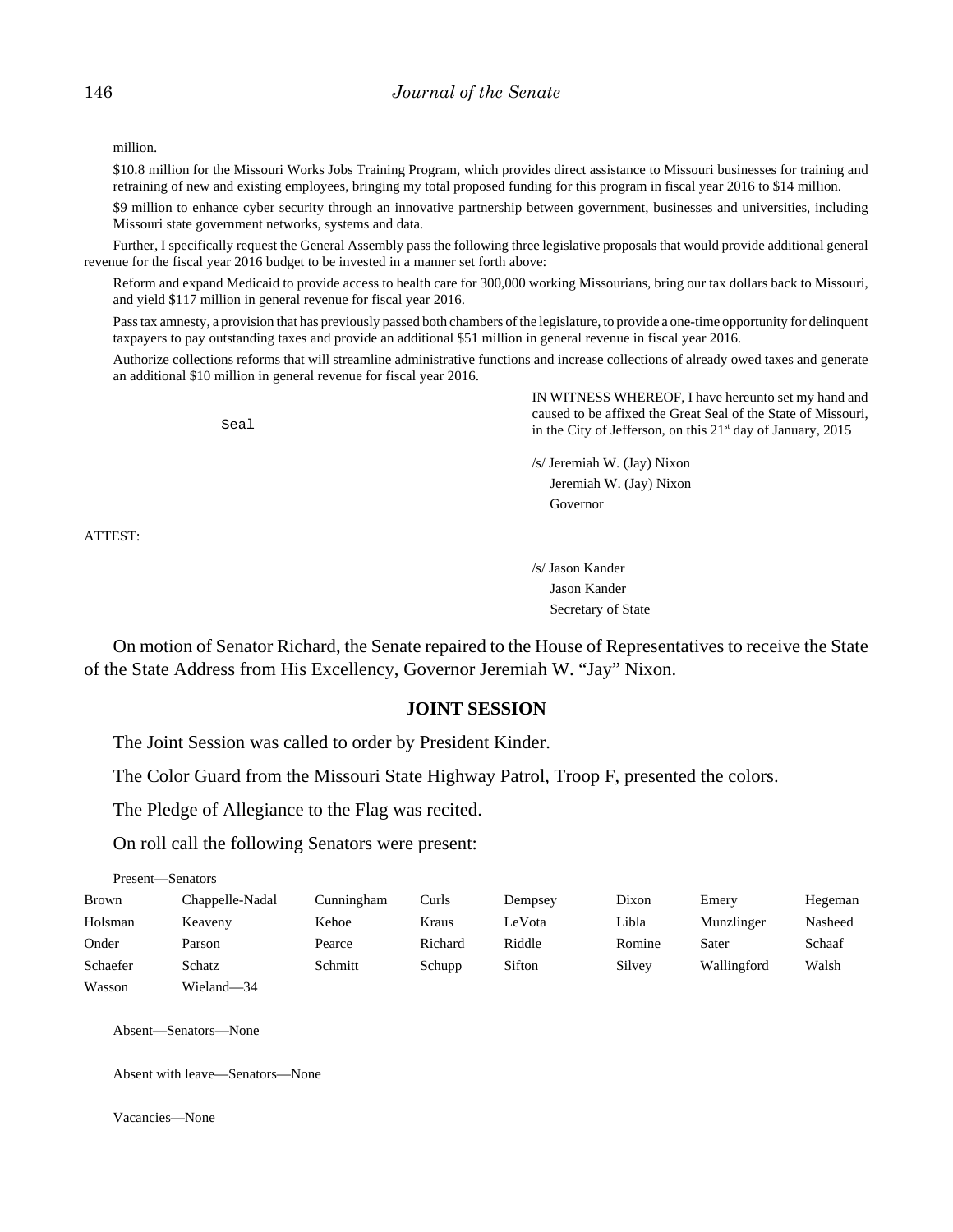million.

$10.8 million for the Missouri Works Jobs Training Program, which provides direct assistance to Missouri businesses for training and retraining of new and existing employees, bringing my total proposed funding for this program in fiscal year 2016 to $14 million.

$9 million to enhance cyber security through an innovative partnership between government, businesses and universities, including Missouri state government networks, systems and data.

Further, I specifically request the General Assembly pass the following three legislative proposals that would provide additional general revenue for the fiscal year 2016 budget to be invested in a manner set forth above:

Reform and expand Medicaid to provide access to health care for 300,000 working Missourians, bring our tax dollars back to Missouri, and yield $117 million in general revenue for fiscal year 2016.

Pass tax amnesty, a provision that has previously passed both chambers of the legislature, to provide a one-time opportunity for delinquent taxpayers to pay outstanding taxes and provide an additional $51 million in general revenue in fiscal year 2016.

Authorize collections reforms that will streamline administrative functions and increase collections of already owed taxes and generate an additional $10 million in general revenue for fiscal year 2016.

Seal

IN WITNESS WHEREOF, I have hereunto set my hand and caused to be affixed the Great Seal of the State of Missouri, in the City of Jefferson, on this 21st day of January, 2015

/s/ Jeremiah W. (Jay) Nixon
Jeremiah W. (Jay) Nixon
Governor

ATTEST:

/s/ Jason Kander
Jason Kander
Secretary of State

On motion of Senator Richard, the Senate repaired to the House of Representatives to receive the State of the State Address from His Excellency, Governor Jeremiah W. "Jay" Nixon.

## JOINT SESSION

The Joint Session was called to order by President Kinder.

The Color Guard from the Missouri State Highway Patrol, Troop F, presented the colors.

The Pledge of Allegiance to the Flag was recited.

On roll call the following Senators were present:

Present—Senators

| | | | | | | | |
|---|---|---|---|---|---|---|---|
| Brown | Chappelle-Nadal | Cunningham | Curls | Dempsey | Dixon | Emery | Hegeman |
| Holsman | Keaveny | Kehoe | Kraus | LeVota | Libla | Munzlinger | Nasheed |
| Onder | Parson | Pearce | Richard | Riddle | Romine | Sater | Schaaf |
| Schaefer | Schatz | Schmitt | Schupp | Sifton | Silvey | Wallingford | Walsh |
| Wasson | Wieland—34 | | | | | | |

Absent—Senators—None

Absent with leave—Senators—None

Vacancies—None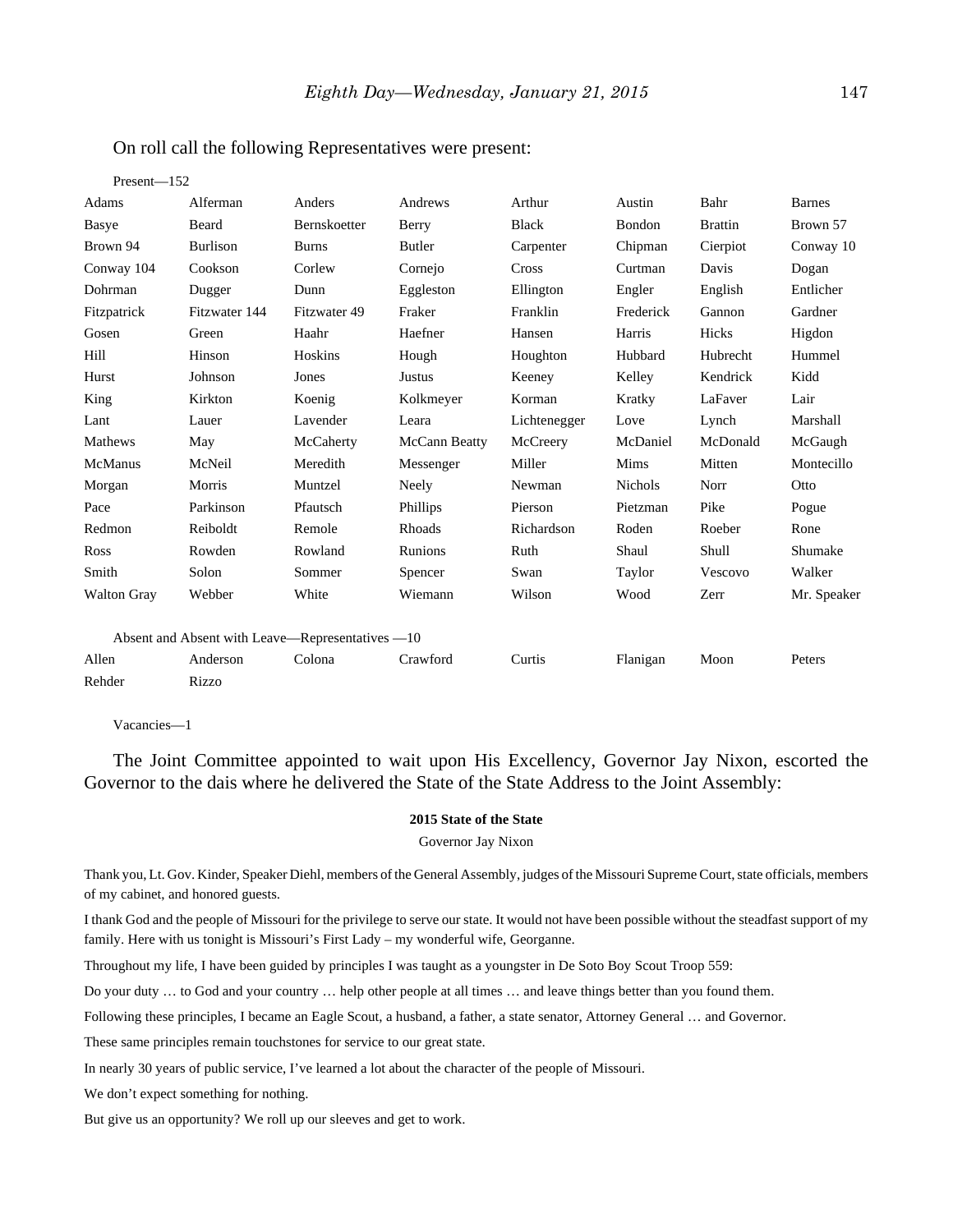On roll call the following Representatives were present:

Present—152

| | | | | | | | |
|---|---|---|---|---|---|---|---|
| Adams | Alferman | Anders | Andrews | Arthur | Austin | Bahr | Barnes |
| Basye | Beard | Bernskoetter | Berry | Black | Bondon | Brattin | Brown 57 |
| Brown 94 | Burlison | Burns | Butler | Carpenter | Chipman | Cierpiot | Conway 10 |
| Conway 104 | Cookson | Corlew | Cornejo | Cross | Curtman | Davis | Dogan |
| Dohrman | Dugger | Dunn | Eggleston | Ellington | Engler | English | Entlicher |
| Fitzpatrick | Fitzwater 144 | Fitzwater 49 | Fraker | Franklin | Frederick | Gannon | Gardner |
| Gosen | Green | Haahr | Haefner | Hansen | Harris | Hicks | Higdon |
| Hill | Hinson | Hoskins | Hough | Houghton | Hubbard | Hubrecht | Hummel |
| Hurst | Johnson | Jones | Justus | Keeney | Kelley | Kendrick | Kidd |
| King | Kirkton | Koenig | Kolkmeyer | Korman | Kratky | LaFaver | Lair |
| Lant | Lauer | Lavender | Leara | Lichtenegger | Love | Lynch | Marshall |
| Mathews | May | McCaherty | McCann Beatty | McCreery | McDaniel | McDonald | McGaugh |
| McManus | McNeil | Meredith | Messenger | Miller | Mims | Mitten | Montecillo |
| Morgan | Morris | Muntzel | Neely | Newman | Nichols | Norr | Otto |
| Pace | Parkinson | Pfautsch | Phillips | Pierson | Pietzman | Pike | Pogue |
| Redmon | Reiboldt | Remole | Rhoads | Richardson | Roden | Roeber | Rone |
| Ross | Rowden | Rowland | Runions | Ruth | Shaul | Shull | Shumake |
| Smith | Solon | Sommer | Spencer | Swan | Taylor | Vescovo | Walker |
| Walton Gray | Webber | White | Wiemann | Wilson | Wood | Zerr | Mr. Speaker |

Absent and Absent with Leave—Representatives —10

| | | | | | | | |
|---|---|---|---|---|---|---|---|
| Allen | Anderson | Colona | Crawford | Curtis | Flanigan | Moon | Peters |
| Rehder | Rizzo | | | | | | |

Vacancies—1

The Joint Committee appointed to wait upon His Excellency, Governor Jay Nixon, escorted the Governor to the dais where he delivered the State of the State Address to the Joint Assembly:

**2015 State of the State**

Governor Jay Nixon

Thank you, Lt. Gov. Kinder, Speaker Diehl, members of the General Assembly, judges of the Missouri Supreme Court, state officials, members of my cabinet, and honored guests.

I thank God and the people of Missouri for the privilege to serve our state. It would not have been possible without the steadfast support of my family. Here with us tonight is Missouri's First Lady – my wonderful wife, Georganne.

Throughout my life, I have been guided by principles I was taught as a youngster in De Soto Boy Scout Troop 559:

Do your duty … to God and your country … help other people at all times … and leave things better than you found them.

Following these principles, I became an Eagle Scout, a husband, a father, a state senator, Attorney General … and Governor.

These same principles remain touchstones for service to our great state.

In nearly 30 years of public service, I've learned a lot about the character of the people of Missouri.

We don't expect something for nothing.

But give us an opportunity? We roll up our sleeves and get to work.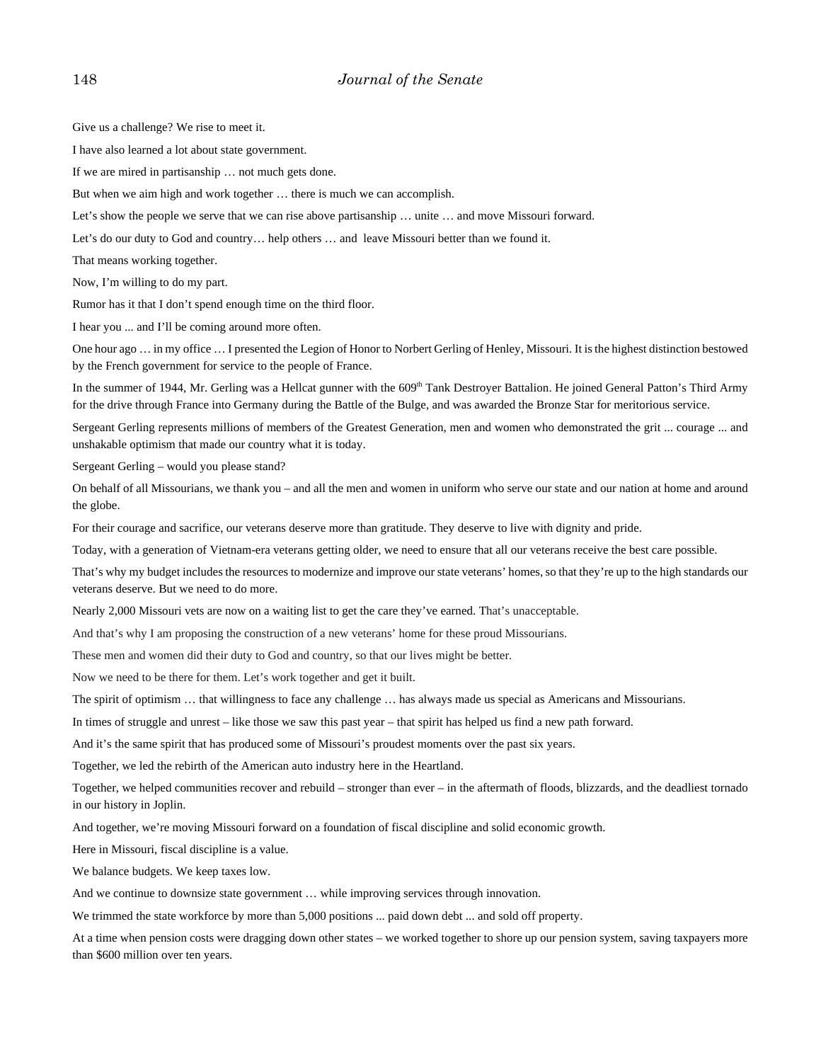Give us a challenge? We rise to meet it.

I have also learned a lot about state government.

If we are mired in partisanship … not much gets done.

But when we aim high and work together … there is much we can accomplish.

Let's show the people we serve that we can rise above partisanship … unite … and move Missouri forward.

Let's do our duty to God and country… help others … and leave Missouri better than we found it.

That means working together.

Now, I'm willing to do my part.

Rumor has it that I don't spend enough time on the third floor.

I hear you ... and I'll be coming around more often.

One hour ago … in my office … I presented the Legion of Honor to Norbert Gerling of Henley, Missouri. It is the highest distinction bestowed by the French government for service to the people of France.

In the summer of 1944, Mr. Gerling was a Hellcat gunner with the 609th Tank Destroyer Battalion. He joined General Patton's Third Army for the drive through France into Germany during the Battle of the Bulge, and was awarded the Bronze Star for meritorious service.

Sergeant Gerling represents millions of members of the Greatest Generation, men and women who demonstrated the grit ... courage ... and unshakable optimism that made our country what it is today.

Sergeant Gerling – would you please stand?

On behalf of all Missourians, we thank you – and all the men and women in uniform who serve our state and our nation at home and around the globe.

For their courage and sacrifice, our veterans deserve more than gratitude. They deserve to live with dignity and pride.

Today, with a generation of Vietnam-era veterans getting older, we need to ensure that all our veterans receive the best care possible.

That's why my budget includes the resources to modernize and improve our state veterans' homes, so that they're up to the high standards our veterans deserve. But we need to do more.

Nearly 2,000 Missouri vets are now on a waiting list to get the care they've earned. That's unacceptable.

And that's why I am proposing the construction of a new veterans' home for these proud Missourians.

These men and women did their duty to God and country, so that our lives might be better.

Now we need to be there for them. Let's work together and get it built.

The spirit of optimism … that willingness to face any challenge … has always made us special as Americans and Missourians.

In times of struggle and unrest – like those we saw this past year – that spirit has helped us find a new path forward.

And it's the same spirit that has produced some of Missouri's proudest moments over the past six years.

Together, we led the rebirth of the American auto industry here in the Heartland.

Together, we helped communities recover and rebuild – stronger than ever – in the aftermath of floods, blizzards, and the deadliest tornado in our history in Joplin.

And together, we're moving Missouri forward on a foundation of fiscal discipline and solid economic growth.

Here in Missouri, fiscal discipline is a value.

We balance budgets. We keep taxes low.

And we continue to downsize state government … while improving services through innovation.

We trimmed the state workforce by more than 5,000 positions ... paid down debt ... and sold off property.

At a time when pension costs were dragging down other states – we worked together to shore up our pension system, saving taxpayers more than $600 million over ten years.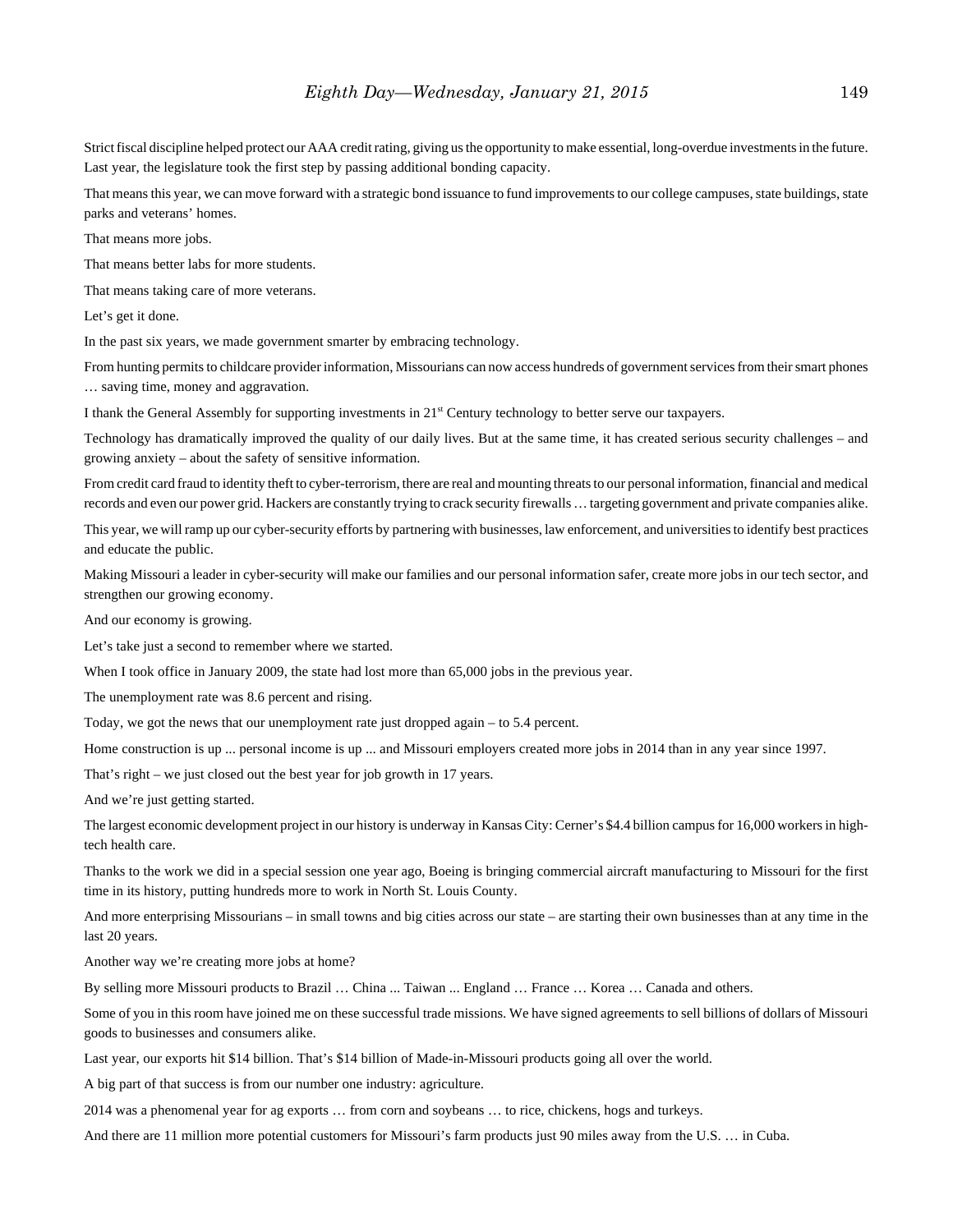Strict fiscal discipline helped protect our AAA credit rating, giving us the opportunity to make essential, long-overdue investments in the future. Last year, the legislature took the first step by passing additional bonding capacity.

That means this year, we can move forward with a strategic bond issuance to fund improvements to our college campuses, state buildings, state parks and veterans' homes.

That means more jobs.

That means better labs for more students.

That means taking care of more veterans.

Let's get it done.

In the past six years, we made government smarter by embracing technology.

From hunting permits to childcare provider information, Missourians can now access hundreds of government services from their smart phones … saving time, money and aggravation.

I thank the General Assembly for supporting investments in 21st Century technology to better serve our taxpayers.

Technology has dramatically improved the quality of our daily lives. But at the same time, it has created serious security challenges – and growing anxiety – about the safety of sensitive information.

From credit card fraud to identity theft to cyber-terrorism, there are real and mounting threats to our personal information, financial and medical records and even our power grid. Hackers are constantly trying to crack security firewalls … targeting government and private companies alike.

This year, we will ramp up our cyber-security efforts by partnering with businesses, law enforcement, and universities to identify best practices and educate the public.

Making Missouri a leader in cyber-security will make our families and our personal information safer, create more jobs in our tech sector, and strengthen our growing economy.

And our economy is growing.

Let's take just a second to remember where we started.

When I took office in January 2009, the state had lost more than 65,000 jobs in the previous year.

The unemployment rate was 8.6 percent and rising.

Today, we got the news that our unemployment rate just dropped again – to 5.4 percent.

Home construction is up ... personal income is up ... and Missouri employers created more jobs in 2014 than in any year since 1997.

That's right – we just closed out the best year for job growth in 17 years.

And we're just getting started.

The largest economic development project in our history is underway in Kansas City: Cerner's $4.4 billion campus for 16,000 workers in high-tech health care.

Thanks to the work we did in a special session one year ago, Boeing is bringing commercial aircraft manufacturing to Missouri for the first time in its history, putting hundreds more to work in North St. Louis County.

And more enterprising Missourians – in small towns and big cities across our state – are starting their own businesses than at any time in the last 20 years.

Another way we're creating more jobs at home?

By selling more Missouri products to Brazil … China ... Taiwan ... England … France … Korea … Canada and others.

Some of you in this room have joined me on these successful trade missions. We have signed agreements to sell billions of dollars of Missouri goods to businesses and consumers alike.

Last year, our exports hit $14 billion. That's $14 billion of Made-in-Missouri products going all over the world.

A big part of that success is from our number one industry: agriculture.

2014 was a phenomenal year for ag exports … from corn and soybeans … to rice, chickens, hogs and turkeys.

And there are 11 million more potential customers for Missouri's farm products just 90 miles away from the U.S. … in Cuba.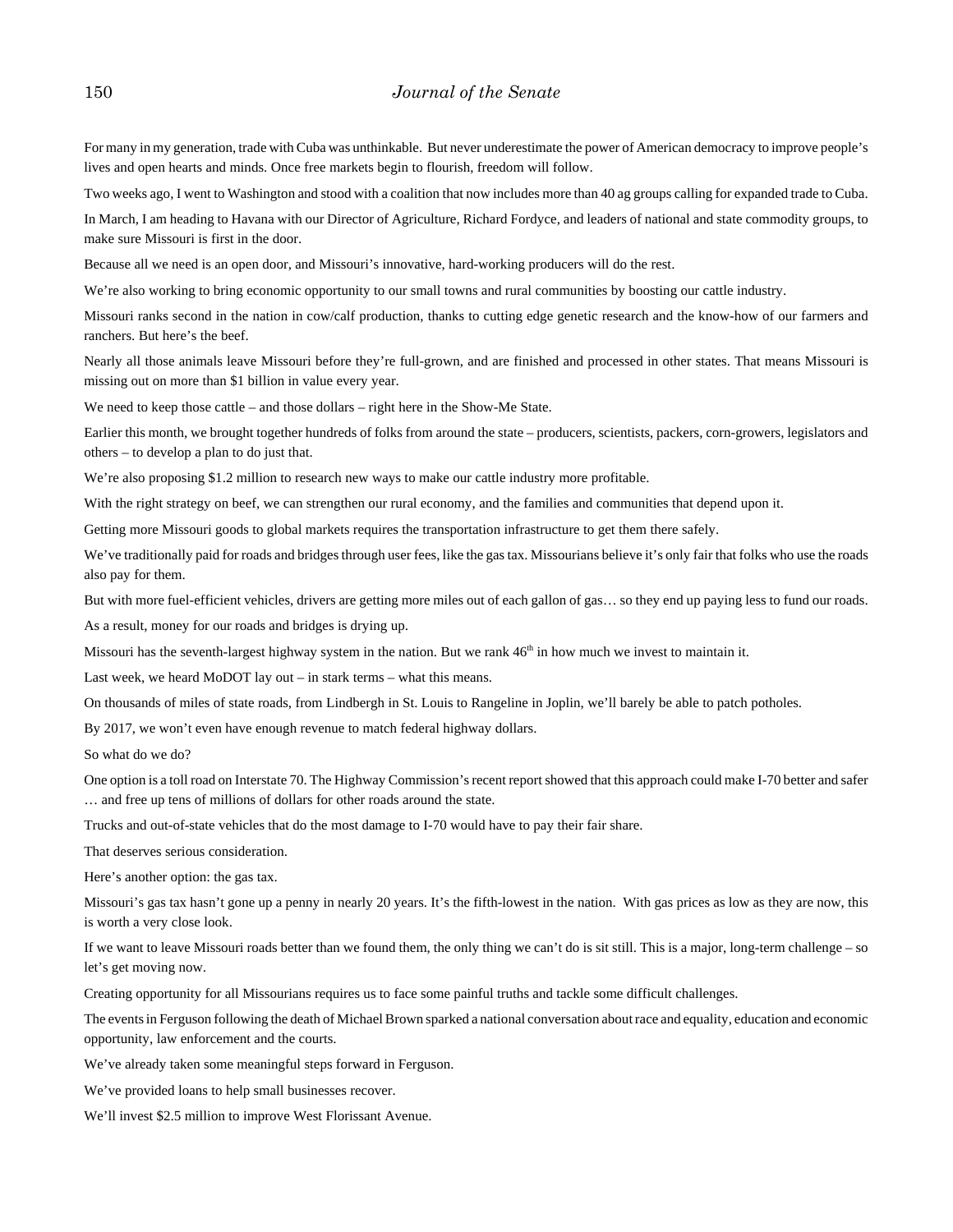For many in my generation, trade with Cuba was unthinkable. But never underestimate the power of American democracy to improve people's lives and open hearts and minds. Once free markets begin to flourish, freedom will follow.

Two weeks ago, I went to Washington and stood with a coalition that now includes more than 40 ag groups calling for expanded trade to Cuba.

In March, I am heading to Havana with our Director of Agriculture, Richard Fordyce, and leaders of national and state commodity groups, to make sure Missouri is first in the door.

Because all we need is an open door, and Missouri's innovative, hard-working producers will do the rest.

We're also working to bring economic opportunity to our small towns and rural communities by boosting our cattle industry.

Missouri ranks second in the nation in cow/calf production, thanks to cutting edge genetic research and the know-how of our farmers and ranchers. But here's the beef.

Nearly all those animals leave Missouri before they're full-grown, and are finished and processed in other states. That means Missouri is missing out on more than $1 billion in value every year.

We need to keep those cattle – and those dollars – right here in the Show-Me State.

Earlier this month, we brought together hundreds of folks from around the state – producers, scientists, packers, corn-growers, legislators and others – to develop a plan to do just that.

We're also proposing $1.2 million to research new ways to make our cattle industry more profitable.

With the right strategy on beef, we can strengthen our rural economy, and the families and communities that depend upon it.

Getting more Missouri goods to global markets requires the transportation infrastructure to get them there safely.

We've traditionally paid for roads and bridges through user fees, like the gas tax. Missourians believe it's only fair that folks who use the roads also pay for them.

But with more fuel-efficient vehicles, drivers are getting more miles out of each gallon of gas… so they end up paying less to fund our roads.

As a result, money for our roads and bridges is drying up.

Missouri has the seventh-largest highway system in the nation. But we rank 46th in how much we invest to maintain it.

Last week, we heard MoDOT lay out – in stark terms – what this means.

On thousands of miles of state roads, from Lindbergh in St. Louis to Rangeline in Joplin, we'll barely be able to patch potholes.

By 2017, we won't even have enough revenue to match federal highway dollars.

So what do we do?

One option is a toll road on Interstate 70. The Highway Commission's recent report showed that this approach could make I-70 better and safer … and free up tens of millions of dollars for other roads around the state.

Trucks and out-of-state vehicles that do the most damage to I-70 would have to pay their fair share.

That deserves serious consideration.

Here's another option: the gas tax.

Missouri's gas tax hasn't gone up a penny in nearly 20 years. It's the fifth-lowest in the nation. With gas prices as low as they are now, this is worth a very close look.

If we want to leave Missouri roads better than we found them, the only thing we can't do is sit still. This is a major, long-term challenge – so let's get moving now.

Creating opportunity for all Missourians requires us to face some painful truths and tackle some difficult challenges.

The events in Ferguson following the death of Michael Brown sparked a national conversation about race and equality, education and economic opportunity, law enforcement and the courts.

We've already taken some meaningful steps forward in Ferguson.

We've provided loans to help small businesses recover.

We'll invest $2.5 million to improve West Florissant Avenue.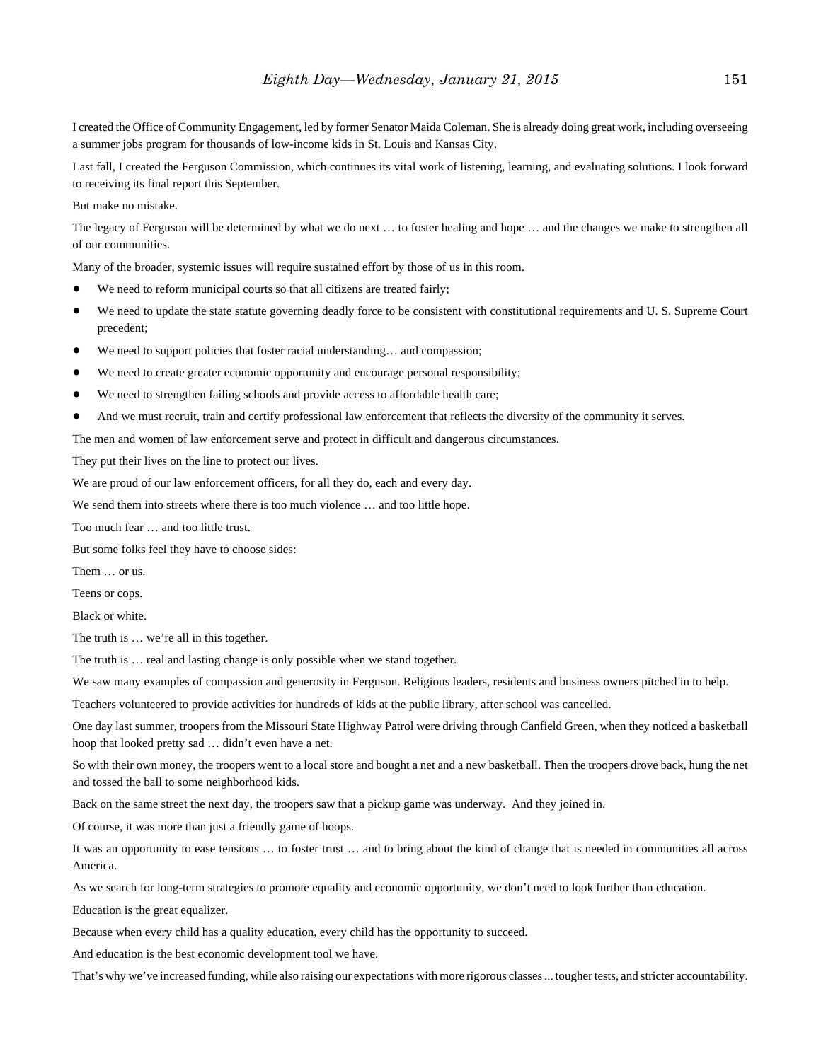I created the Office of Community Engagement, led by former Senator Maida Coleman. She is already doing great work, including overseeing a summer jobs program for thousands of low-income kids in St. Louis and Kansas City.

Last fall, I created the Ferguson Commission, which continues its vital work of listening, learning, and evaluating solutions. I look forward to receiving its final report this September.

But make no mistake.

The legacy of Ferguson will be determined by what we do next … to foster healing and hope … and the changes we make to strengthen all of our communities.

Many of the broader, systemic issues will require sustained effort by those of us in this room.

- We need to reform municipal courts so that all citizens are treated fairly;
- We need to update the state statute governing deadly force to be consistent with constitutional requirements and U. S. Supreme Court precedent;
- We need to support policies that foster racial understanding… and compassion;
- We need to create greater economic opportunity and encourage personal responsibility;
- We need to strengthen failing schools and provide access to affordable health care;
- And we must recruit, train and certify professional law enforcement that reflects the diversity of the community it serves.

The men and women of law enforcement serve and protect in difficult and dangerous circumstances.

They put their lives on the line to protect our lives.

We are proud of our law enforcement officers, for all they do, each and every day.

We send them into streets where there is too much violence … and too little hope.

Too much fear … and too little trust.

But some folks feel they have to choose sides:

Them … or us.

Teens or cops.

Black or white.

The truth is … we're all in this together.

The truth is … real and lasting change is only possible when we stand together.

We saw many examples of compassion and generosity in Ferguson. Religious leaders, residents and business owners pitched in to help.

Teachers volunteered to provide activities for hundreds of kids at the public library, after school was cancelled.

One day last summer, troopers from the Missouri State Highway Patrol were driving through Canfield Green, when they noticed a basketball hoop that looked pretty sad … didn't even have a net.

So with their own money, the troopers went to a local store and bought a net and a new basketball. Then the troopers drove back, hung the net and tossed the ball to some neighborhood kids.

Back on the same street the next day, the troopers saw that a pickup game was underway. And they joined in.

Of course, it was more than just a friendly game of hoops.

It was an opportunity to ease tensions … to foster trust … and to bring about the kind of change that is needed in communities all across America.

As we search for long-term strategies to promote equality and economic opportunity, we don't need to look further than education.

Education is the great equalizer.

Because when every child has a quality education, every child has the opportunity to succeed.

And education is the best economic development tool we have.

That's why we've increased funding, while also raising our expectations with more rigorous classes ... tougher tests, and stricter accountability.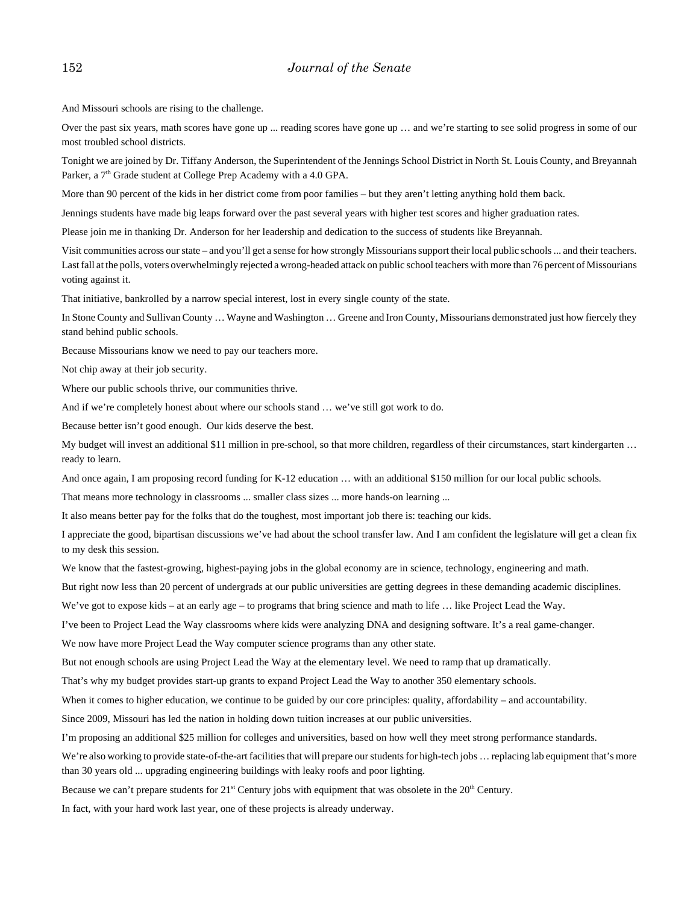And Missouri schools are rising to the challenge.

Over the past six years, math scores have gone up ... reading scores have gone up … and we're starting to see solid progress in some of our most troubled school districts.

Tonight we are joined by Dr. Tiffany Anderson, the Superintendent of the Jennings School District in North St. Louis County, and Breyannah Parker, a 7th Grade student at College Prep Academy with a 4.0 GPA.

More than 90 percent of the kids in her district come from poor families – but they aren't letting anything hold them back.

Jennings students have made big leaps forward over the past several years with higher test scores and higher graduation rates.

Please join me in thanking Dr. Anderson for her leadership and dedication to the success of students like Breyannah.

Visit communities across our state – and you'll get a sense for how strongly Missourians support their local public schools ... and their teachers. Last fall at the polls, voters overwhelmingly rejected a wrong-headed attack on public school teachers with more than 76 percent of Missourians voting against it.

That initiative, bankrolled by a narrow special interest, lost in every single county of the state.

In Stone County and Sullivan County … Wayne and Washington … Greene and Iron County, Missourians demonstrated just how fiercely they stand behind public schools.

Because Missourians know we need to pay our teachers more.

Not chip away at their job security.

Where our public schools thrive, our communities thrive.

And if we're completely honest about where our schools stand … we've still got work to do.

Because better isn't good enough. Our kids deserve the best.

My budget will invest an additional $11 million in pre-school, so that more children, regardless of their circumstances, start kindergarten … ready to learn.

And once again, I am proposing record funding for K-12 education … with an additional $150 million for our local public schools.

That means more technology in classrooms ... smaller class sizes ... more hands-on learning ...

It also means better pay for the folks that do the toughest, most important job there is: teaching our kids.

I appreciate the good, bipartisan discussions we've had about the school transfer law. And I am confident the legislature will get a clean fix to my desk this session.

We know that the fastest-growing, highest-paying jobs in the global economy are in science, technology, engineering and math.

But right now less than 20 percent of undergrads at our public universities are getting degrees in these demanding academic disciplines.

We've got to expose kids – at an early age – to programs that bring science and math to life … like Project Lead the Way.

I've been to Project Lead the Way classrooms where kids were analyzing DNA and designing software. It's a real game-changer.

We now have more Project Lead the Way computer science programs than any other state.

But not enough schools are using Project Lead the Way at the elementary level. We need to ramp that up dramatically.

That's why my budget provides start-up grants to expand Project Lead the Way to another 350 elementary schools.

When it comes to higher education, we continue to be guided by our core principles: quality, affordability – and accountability.

Since 2009, Missouri has led the nation in holding down tuition increases at our public universities.

I'm proposing an additional $25 million for colleges and universities, based on how well they meet strong performance standards.

We're also working to provide state-of-the-art facilities that will prepare our students for high-tech jobs … replacing lab equipment that's more than 30 years old ... upgrading engineering buildings with leaky roofs and poor lighting.

Because we can't prepare students for 21st Century jobs with equipment that was obsolete in the 20th Century.

In fact, with your hard work last year, one of these projects is already underway.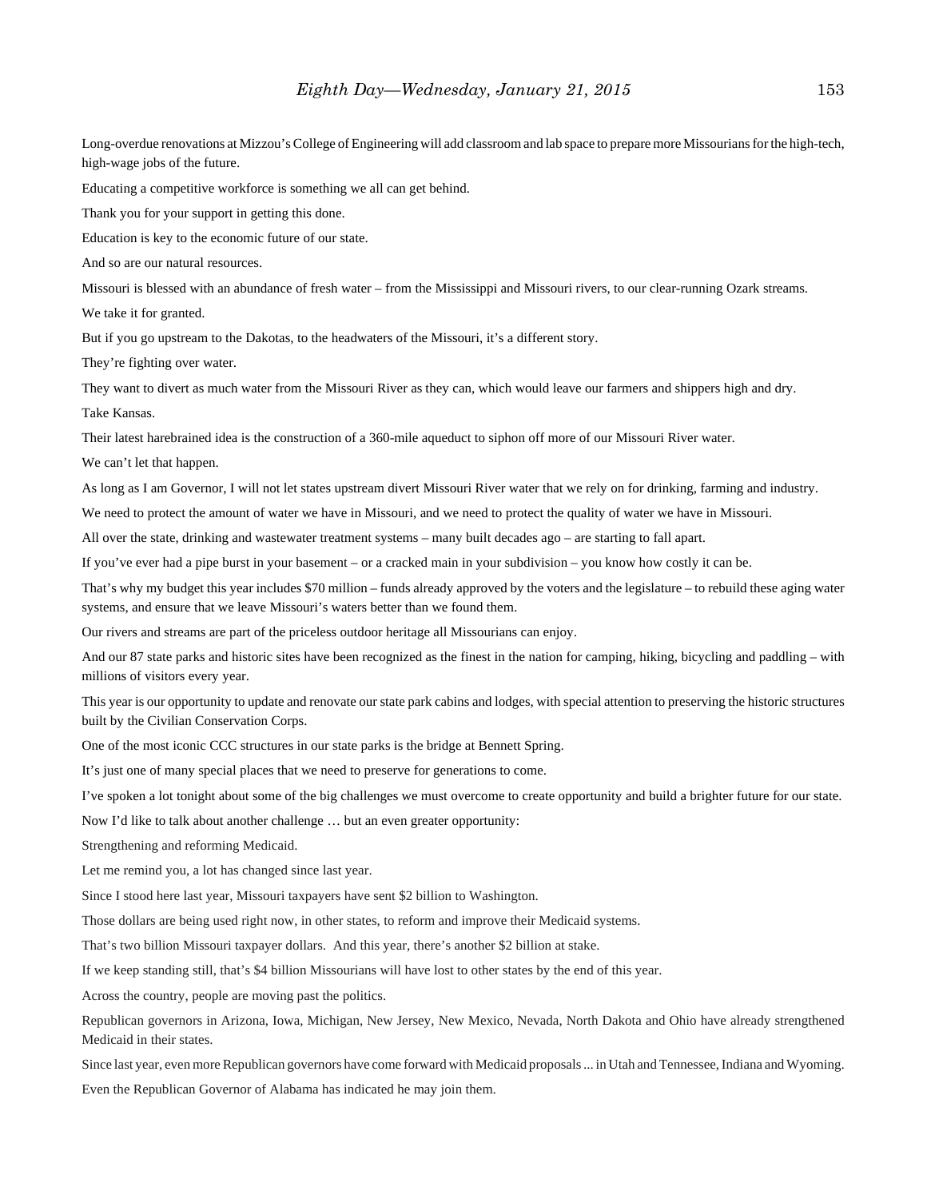Long-overdue renovations at Mizzou's College of Engineering will add classroom and lab space to prepare more Missourians for the high-tech, high-wage jobs of the future.

Educating a competitive workforce is something we all can get behind.

Thank you for your support in getting this done.

Education is key to the economic future of our state.

And so are our natural resources.

Missouri is blessed with an abundance of fresh water – from the Mississippi and Missouri rivers, to our clear-running Ozark streams.

We take it for granted.

But if you go upstream to the Dakotas, to the headwaters of the Missouri, it's a different story.

They're fighting over water.

They want to divert as much water from the Missouri River as they can, which would leave our farmers and shippers high and dry.

Take Kansas.

Their latest harebrained idea is the construction of a 360-mile aqueduct to siphon off more of our Missouri River water.

We can't let that happen.

As long as I am Governor, I will not let states upstream divert Missouri River water that we rely on for drinking, farming and industry.

We need to protect the amount of water we have in Missouri, and we need to protect the quality of water we have in Missouri.

All over the state, drinking and wastewater treatment systems – many built decades ago – are starting to fall apart.

If you've ever had a pipe burst in your basement – or a cracked main in your subdivision – you know how costly it can be.

That's why my budget this year includes $70 million – funds already approved by the voters and the legislature – to rebuild these aging water systems, and ensure that we leave Missouri's waters better than we found them.

Our rivers and streams are part of the priceless outdoor heritage all Missourians can enjoy.

And our 87 state parks and historic sites have been recognized as the finest in the nation for camping, hiking, bicycling and paddling – with millions of visitors every year.

This year is our opportunity to update and renovate our state park cabins and lodges, with special attention to preserving the historic structures built by the Civilian Conservation Corps.

One of the most iconic CCC structures in our state parks is the bridge at Bennett Spring.

It's just one of many special places that we need to preserve for generations to come.

I've spoken a lot tonight about some of the big challenges we must overcome to create opportunity and build a brighter future for our state.

Now I'd like to talk about another challenge … but an even greater opportunity:

Strengthening and reforming Medicaid.

Let me remind you, a lot has changed since last year.

Since I stood here last year, Missouri taxpayers have sent $2 billion to Washington.

Those dollars are being used right now, in other states, to reform and improve their Medicaid systems.

That's two billion Missouri taxpayer dollars. And this year, there's another $2 billion at stake.

If we keep standing still, that's $4 billion Missourians will have lost to other states by the end of this year.

Across the country, people are moving past the politics.

Republican governors in Arizona, Iowa, Michigan, New Jersey, New Mexico, Nevada, North Dakota and Ohio have already strengthened Medicaid in their states.

Since last year, even more Republican governors have come forward with Medicaid proposals ... in Utah and Tennessee, Indiana and Wyoming.

Even the Republican Governor of Alabama has indicated he may join them.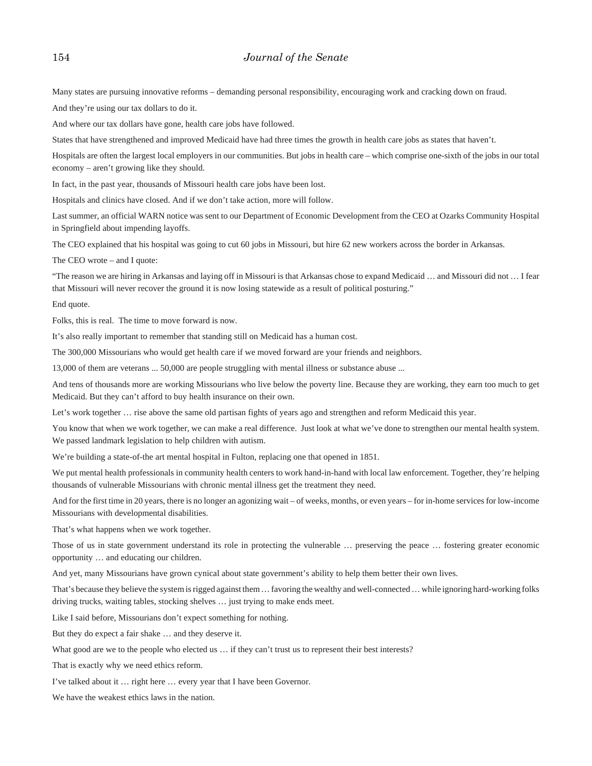Many states are pursuing innovative reforms – demanding personal responsibility, encouraging work and cracking down on fraud.

And they're using our tax dollars to do it.

And where our tax dollars have gone, health care jobs have followed.

States that have strengthened and improved Medicaid have had three times the growth in health care jobs as states that haven't.

Hospitals are often the largest local employers in our communities. But jobs in health care – which comprise one-sixth of the jobs in our total economy – aren't growing like they should.

In fact, in the past year, thousands of Missouri health care jobs have been lost.

Hospitals and clinics have closed. And if we don't take action, more will follow.

Last summer, an official WARN notice was sent to our Department of Economic Development from the CEO at Ozarks Community Hospital in Springfield about impending layoffs.

The CEO explained that his hospital was going to cut 60 jobs in Missouri, but hire 62 new workers across the border in Arkansas.

The CEO wrote – and I quote:

"The reason we are hiring in Arkansas and laying off in Missouri is that Arkansas chose to expand Medicaid … and Missouri did not … I fear that Missouri will never recover the ground it is now losing statewide as a result of political posturing."

End quote.

Folks, this is real. The time to move forward is now.

It's also really important to remember that standing still on Medicaid has a human cost.

The 300,000 Missourians who would get health care if we moved forward are your friends and neighbors.

13,000 of them are veterans ... 50,000 are people struggling with mental illness or substance abuse ...

And tens of thousands more are working Missourians who live below the poverty line. Because they are working, they earn too much to get Medicaid. But they can't afford to buy health insurance on their own.

Let's work together … rise above the same old partisan fights of years ago and strengthen and reform Medicaid this year.

You know that when we work together, we can make a real difference. Just look at what we've done to strengthen our mental health system. We passed landmark legislation to help children with autism.

We're building a state-of-the art mental hospital in Fulton, replacing one that opened in 1851.

We put mental health professionals in community health centers to work hand-in-hand with local law enforcement. Together, they're helping thousands of vulnerable Missourians with chronic mental illness get the treatment they need.

And for the first time in 20 years, there is no longer an agonizing wait – of weeks, months, or even years – for in-home services for low-income Missourians with developmental disabilities.

That's what happens when we work together.

Those of us in state government understand its role in protecting the vulnerable … preserving the peace … fostering greater economic opportunity … and educating our children.

And yet, many Missourians have grown cynical about state government's ability to help them better their own lives.

That's because they believe the system is rigged against them … favoring the wealthy and well-connected … while ignoring hard-working folks driving trucks, waiting tables, stocking shelves … just trying to make ends meet.

Like I said before, Missourians don't expect something for nothing.

But they do expect a fair shake … and they deserve it.

What good are we to the people who elected us … if they can't trust us to represent their best interests?

That is exactly why we need ethics reform.

I've talked about it … right here … every year that I have been Governor.

We have the weakest ethics laws in the nation.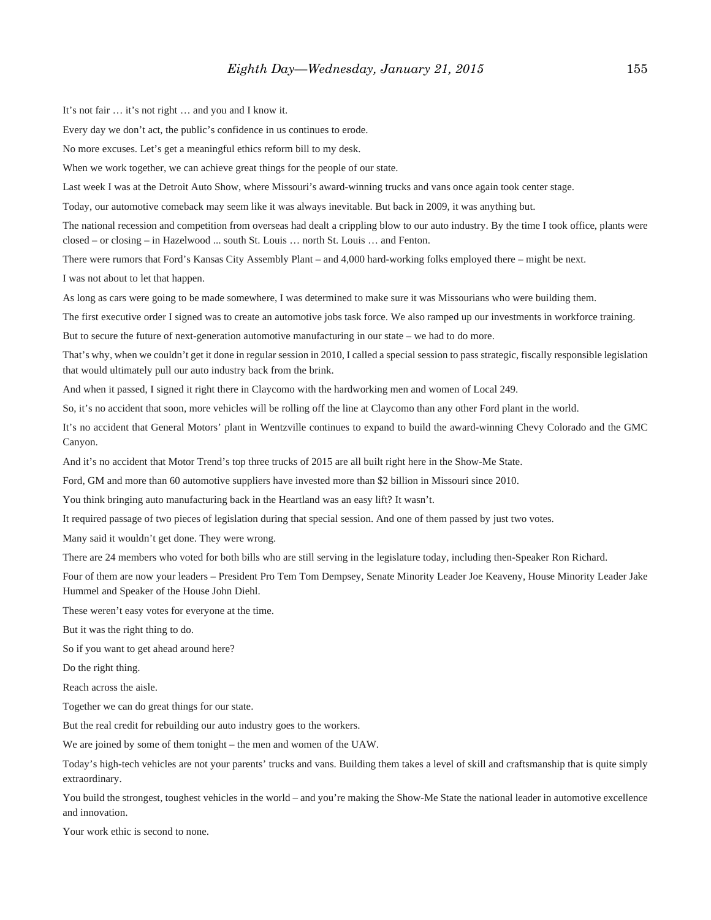It's not fair … it's not right … and you and I know it.

Every day we don't act, the public's confidence in us continues to erode.

No more excuses. Let's get a meaningful ethics reform bill to my desk.

When we work together, we can achieve great things for the people of our state.

Last week I was at the Detroit Auto Show, where Missouri's award-winning trucks and vans once again took center stage.

Today, our automotive comeback may seem like it was always inevitable. But back in 2009, it was anything but.

The national recession and competition from overseas had dealt a crippling blow to our auto industry. By the time I took office, plants were closed – or closing – in Hazelwood ... south St. Louis … north St. Louis … and Fenton.

There were rumors that Ford's Kansas City Assembly Plant – and 4,000 hard-working folks employed there – might be next.

I was not about to let that happen.

As long as cars were going to be made somewhere, I was determined to make sure it was Missourians who were building them.

The first executive order I signed was to create an automotive jobs task force. We also ramped up our investments in workforce training.

But to secure the future of next-generation automotive manufacturing in our state – we had to do more.

That's why, when we couldn't get it done in regular session in 2010, I called a special session to pass strategic, fiscally responsible legislation that would ultimately pull our auto industry back from the brink.

And when it passed, I signed it right there in Claycomo with the hardworking men and women of Local 249.

So, it's no accident that soon, more vehicles will be rolling off the line at Claycomo than any other Ford plant in the world.

It's no accident that General Motors' plant in Wentzville continues to expand to build the award-winning Chevy Colorado and the GMC Canyon.

And it's no accident that Motor Trend's top three trucks of 2015 are all built right here in the Show-Me State.

Ford, GM and more than 60 automotive suppliers have invested more than $2 billion in Missouri since 2010.

You think bringing auto manufacturing back in the Heartland was an easy lift? It wasn't.

It required passage of two pieces of legislation during that special session. And one of them passed by just two votes.

Many said it wouldn't get done. They were wrong.

There are 24 members who voted for both bills who are still serving in the legislature today, including then-Speaker Ron Richard.

Four of them are now your leaders – President Pro Tem Tom Dempsey, Senate Minority Leader Joe Keaveny, House Minority Leader Jake Hummel and Speaker of the House John Diehl.

These weren't easy votes for everyone at the time.

But it was the right thing to do.

So if you want to get ahead around here?

Do the right thing.

Reach across the aisle.

Together we can do great things for our state.

But the real credit for rebuilding our auto industry goes to the workers.

We are joined by some of them tonight – the men and women of the UAW.

Today's high-tech vehicles are not your parents' trucks and vans. Building them takes a level of skill and craftsmanship that is quite simply extraordinary.

You build the strongest, toughest vehicles in the world – and you're making the Show-Me State the national leader in automotive excellence and innovation.

Your work ethic is second to none.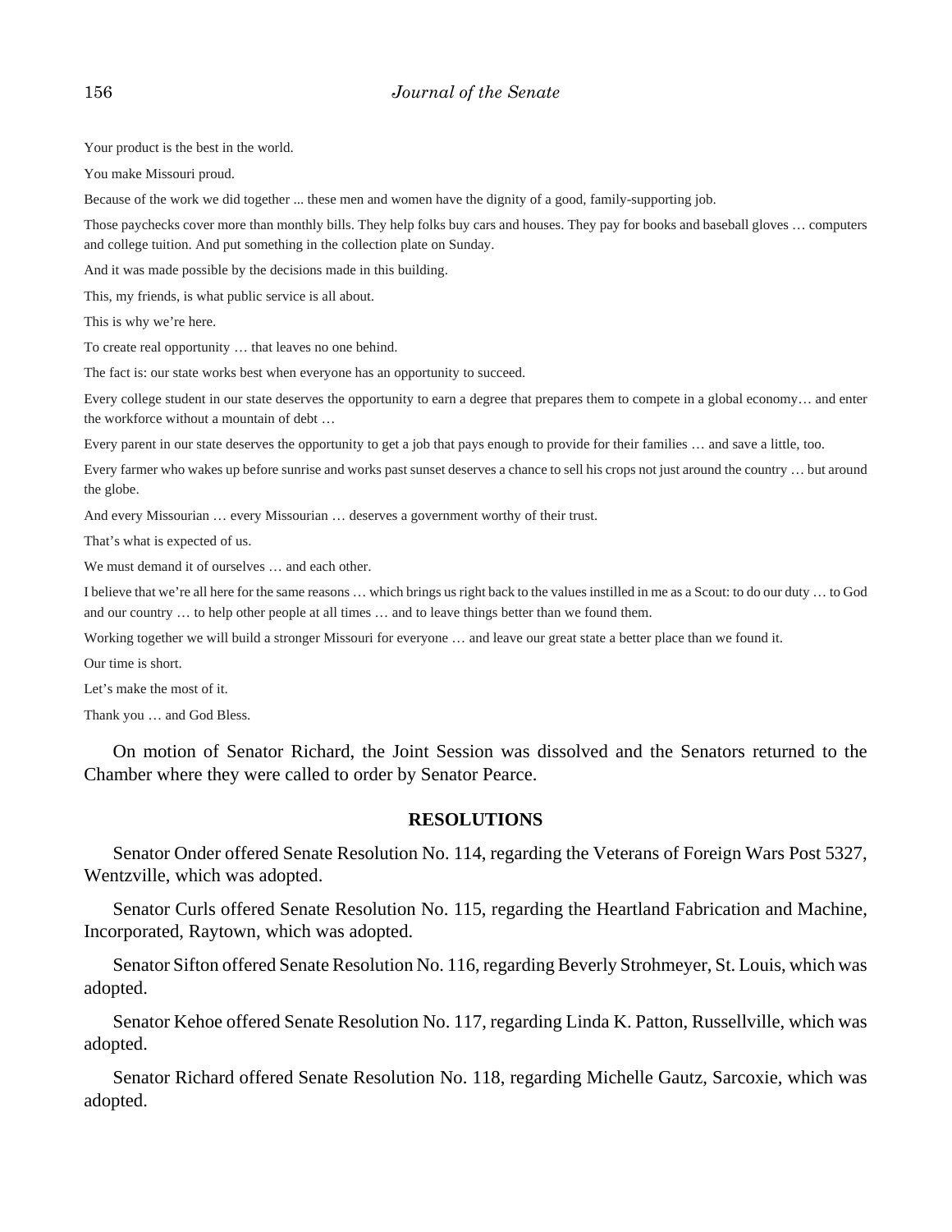Your product is the best in the world.

You make Missouri proud.

Because of the work we did together ... these men and women have the dignity of a good, family-supporting job.

Those paychecks cover more than monthly bills. They help folks buy cars and houses. They pay for books and baseball gloves … computers and college tuition. And put something in the collection plate on Sunday.

And it was made possible by the decisions made in this building.

This, my friends, is what public service is all about.

This is why we're here.

To create real opportunity … that leaves no one behind.

The fact is: our state works best when everyone has an opportunity to succeed.

Every college student in our state deserves the opportunity to earn a degree that prepares them to compete in a global economy… and enter the workforce without a mountain of debt …

Every parent in our state deserves the opportunity to get a job that pays enough to provide for their families … and save a little, too.

Every farmer who wakes up before sunrise and works past sunset deserves a chance to sell his crops not just around the country … but around the globe.

And every Missourian … every Missourian … deserves a government worthy of their trust.

That's what is expected of us.

We must demand it of ourselves … and each other.

I believe that we're all here for the same reasons … which brings us right back to the values instilled in me as a Scout: to do our duty … to God and our country … to help other people at all times … and to leave things better than we found them.

Working together we will build a stronger Missouri for everyone … and leave our great state a better place than we found it.

Our time is short.

Let's make the most of it.

Thank you … and God Bless.

On motion of Senator Richard, the Joint Session was dissolved and the Senators returned to the Chamber where they were called to order by Senator Pearce.

## RESOLUTIONS

Senator Onder offered Senate Resolution No. 114, regarding the Veterans of Foreign Wars Post 5327, Wentzville, which was adopted.

Senator Curls offered Senate Resolution No. 115, regarding the Heartland Fabrication and Machine, Incorporated, Raytown, which was adopted.

Senator Sifton offered Senate Resolution No. 116, regarding Beverly Strohmeyer, St. Louis, which was adopted.

Senator Kehoe offered Senate Resolution No. 117, regarding Linda K. Patton, Russellville, which was adopted.

Senator Richard offered Senate Resolution No. 118, regarding Michelle Gautz, Sarcoxie, which was adopted.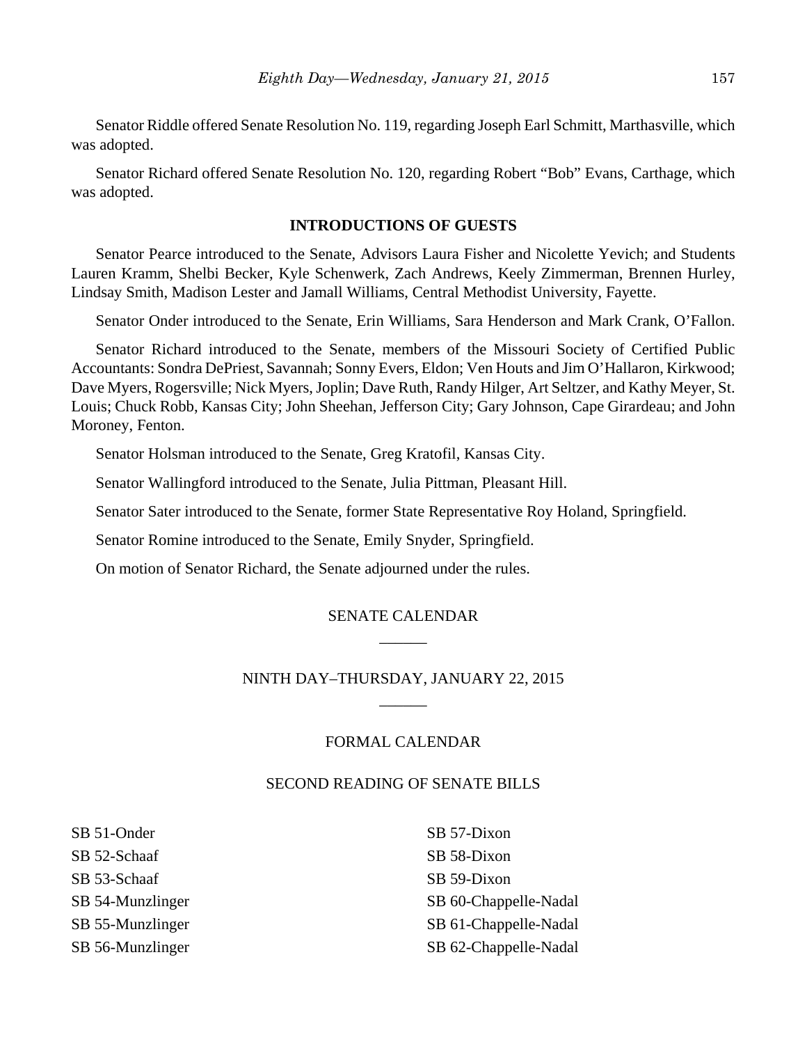Senator Riddle offered Senate Resolution No. 119, regarding Joseph Earl Schmitt, Marthasville, which was adopted.

Senator Richard offered Senate Resolution No. 120, regarding Robert "Bob" Evans, Carthage, which was adopted.

## INTRODUCTIONS OF GUESTS

Senator Pearce introduced to the Senate, Advisors Laura Fisher and Nicolette Yevich; and Students Lauren Kramm, Shelbi Becker, Kyle Schenwerk, Zach Andrews, Keely Zimmerman, Brennen Hurley, Lindsay Smith, Madison Lester and Jamall Williams, Central Methodist University, Fayette.

Senator Onder introduced to the Senate, Erin Williams, Sara Henderson and Mark Crank, O'Fallon.

Senator Richard introduced to the Senate, members of the Missouri Society of Certified Public Accountants: Sondra DePriest, Savannah; Sonny Evers, Eldon; Ven Houts and Jim O'Hallaron, Kirkwood; Dave Myers, Rogersville; Nick Myers, Joplin; Dave Ruth, Randy Hilger, Art Seltzer, and Kathy Meyer, St. Louis; Chuck Robb, Kansas City; John Sheehan, Jefferson City; Gary Johnson, Cape Girardeau; and John Moroney, Fenton.

Senator Holsman introduced to the Senate, Greg Kratofil, Kansas City.

Senator Wallingford introduced to the Senate, Julia Pittman, Pleasant Hill.

Senator Sater introduced to the Senate, former State Representative Roy Holand, Springfield.

Senator Romine introduced to the Senate, Emily Snyder, Springfield.

On motion of Senator Richard, the Senate adjourned under the rules.

## SENATE CALENDAR

## NINTH DAY–THURSDAY, JANUARY 22, 2015

## FORMAL CALENDAR

### SECOND READING OF SENATE BILLS

SB 51-Onder
SB 52-Schaaf
SB 53-Schaaf
SB 54-Munzlinger
SB 55-Munzlinger
SB 56-Munzlinger
SB 57-Dixon
SB 58-Dixon
SB 59-Dixon
SB 60-Chappelle-Nadal
SB 61-Chappelle-Nadal
SB 62-Chappelle-Nadal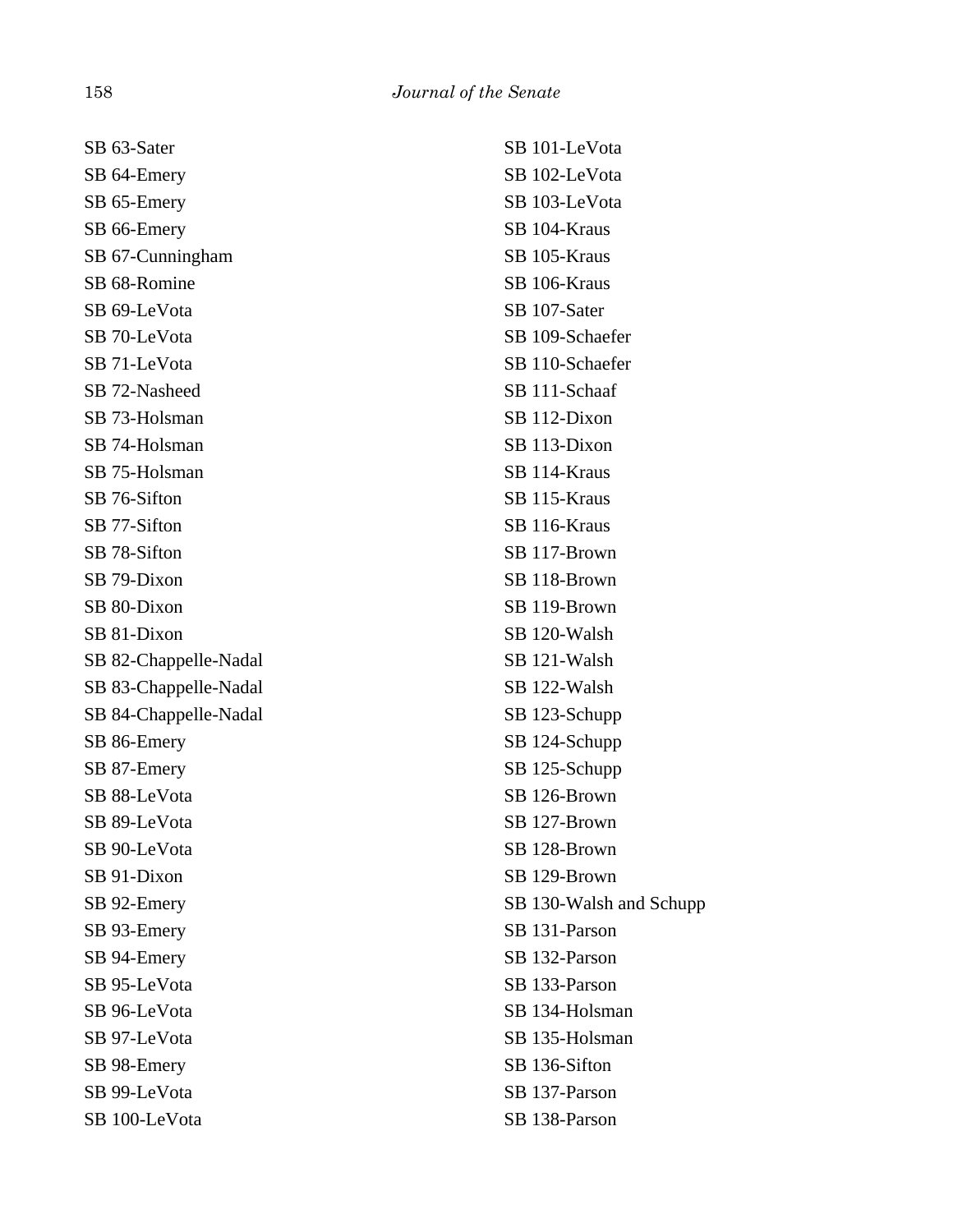SB 63-Sater
SB 64-Emery
SB 65-Emery
SB 66-Emery
SB 67-Cunningham
SB 68-Romine
SB 69-LeVota
SB 70-LeVota
SB 71-LeVota
SB 72-Nasheed
SB 73-Holsman
SB 74-Holsman
SB 75-Holsman
SB 76-Sifton
SB 77-Sifton
SB 78-Sifton
SB 79-Dixon
SB 80-Dixon
SB 81-Dixon
SB 82-Chappelle-Nadal
SB 83-Chappelle-Nadal
SB 84-Chappelle-Nadal
SB 86-Emery
SB 87-Emery
SB 88-LeVota
SB 89-LeVota
SB 90-LeVota
SB 91-Dixon
SB 92-Emery
SB 93-Emery
SB 94-Emery
SB 95-LeVota
SB 96-LeVota
SB 97-LeVota
SB 98-Emery
SB 99-LeVota
SB 100-LeVota
SB 101-LeVota
SB 102-LeVota
SB 103-LeVota
SB 104-Kraus
SB 105-Kraus
SB 106-Kraus
SB 107-Sater
SB 109-Schaefer
SB 110-Schaefer
SB 111-Schaaf
SB 112-Dixon
SB 113-Dixon
SB 114-Kraus
SB 115-Kraus
SB 116-Kraus
SB 117-Brown
SB 118-Brown
SB 119-Brown
SB 120-Walsh
SB 121-Walsh
SB 122-Walsh
SB 123-Schupp
SB 124-Schupp
SB 125-Schupp
SB 126-Brown
SB 127-Brown
SB 128-Brown
SB 129-Brown
SB 130-Walsh and Schupp
SB 131-Parson
SB 132-Parson
SB 133-Parson
SB 134-Holsman
SB 135-Holsman
SB 136-Sifton
SB 137-Parson
SB 138-Parson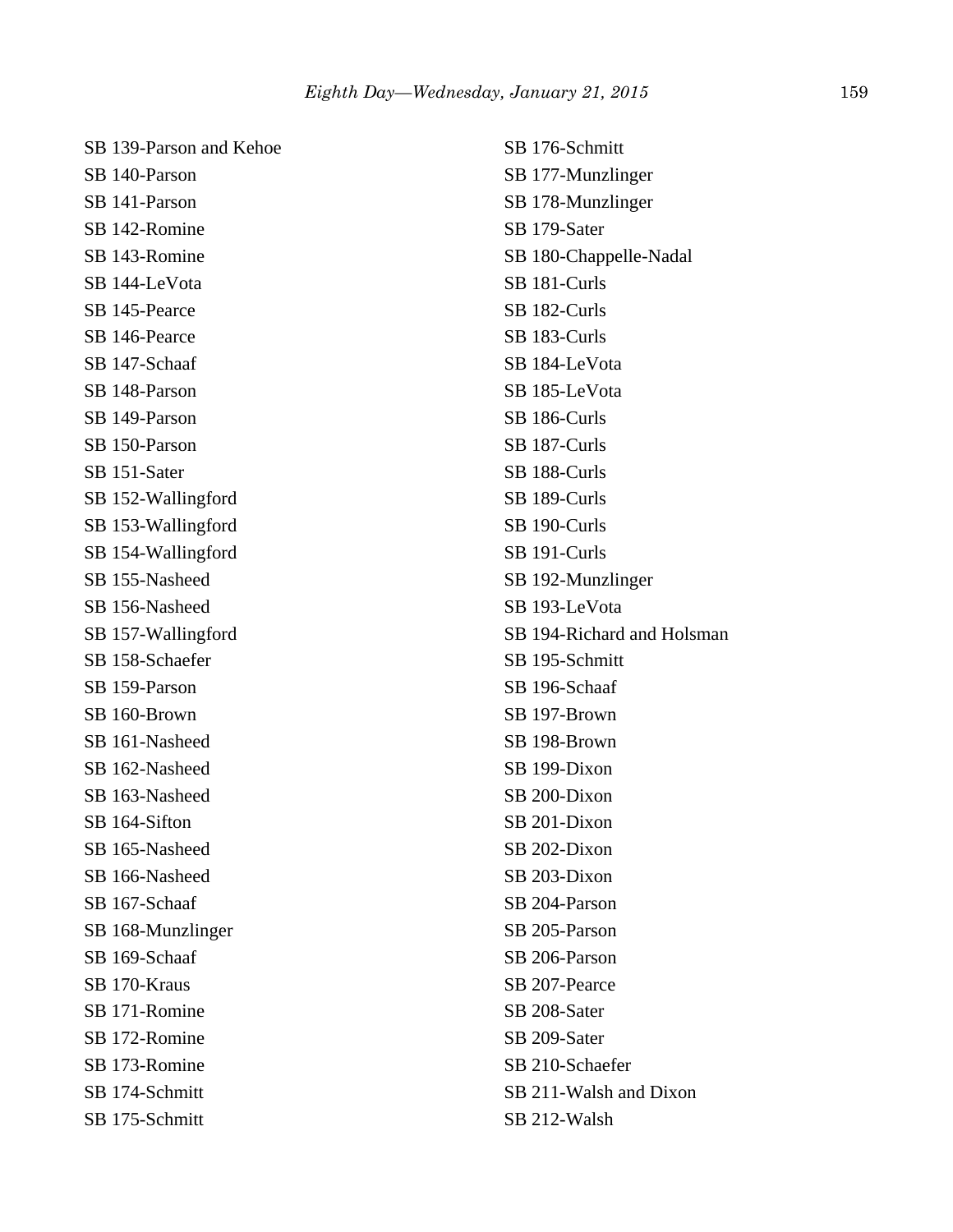SB 139-Parson and Kehoe
SB 140-Parson
SB 141-Parson
SB 142-Romine
SB 143-Romine
SB 144-LeVota
SB 145-Pearce
SB 146-Pearce
SB 147-Schaaf
SB 148-Parson
SB 149-Parson
SB 150-Parson
SB 151-Sater
SB 152-Wallingford
SB 153-Wallingford
SB 154-Wallingford
SB 155-Nasheed
SB 156-Nasheed
SB 157-Wallingford
SB 158-Schaefer
SB 159-Parson
SB 160-Brown
SB 161-Nasheed
SB 162-Nasheed
SB 163-Nasheed
SB 164-Sifton
SB 165-Nasheed
SB 166-Nasheed
SB 167-Schaaf
SB 168-Munzlinger
SB 169-Schaaf
SB 170-Kraus
SB 171-Romine
SB 172-Romine
SB 173-Romine
SB 174-Schmitt
SB 175-Schmitt
SB 176-Schmitt
SB 177-Munzlinger
SB 178-Munzlinger
SB 179-Sater
SB 180-Chappelle-Nadal
SB 181-Curls
SB 182-Curls
SB 183-Curls
SB 184-LeVota
SB 185-LeVota
SB 186-Curls
SB 187-Curls
SB 188-Curls
SB 189-Curls
SB 190-Curls
SB 191-Curls
SB 192-Munzlinger
SB 193-LeVota
SB 194-Richard and Holsman
SB 195-Schmitt
SB 196-Schaaf
SB 197-Brown
SB 198-Brown
SB 199-Dixon
SB 200-Dixon
SB 201-Dixon
SB 202-Dixon
SB 203-Dixon
SB 204-Parson
SB 205-Parson
SB 206-Parson
SB 207-Pearce
SB 208-Sater
SB 209-Sater
SB 210-Schaefer
SB 211-Walsh and Dixon
SB 212-Walsh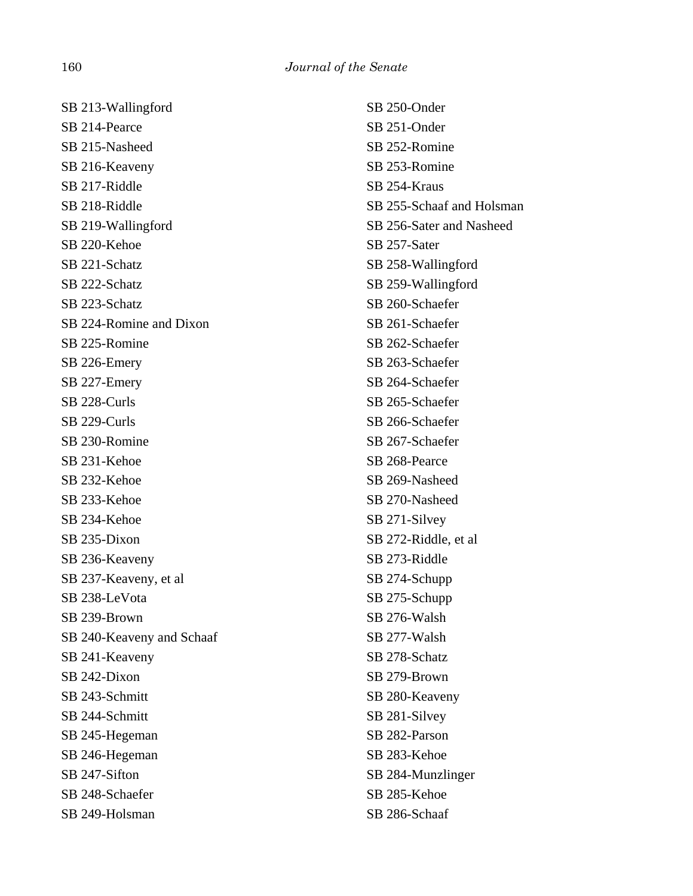SB 213-Wallingford
SB 214-Pearce
SB 215-Nasheed
SB 216-Keaveny
SB 217-Riddle
SB 218-Riddle
SB 219-Wallingford
SB 220-Kehoe
SB 221-Schatz
SB 222-Schatz
SB 223-Schatz
SB 224-Romine and Dixon
SB 225-Romine
SB 226-Emery
SB 227-Emery
SB 228-Curls
SB 229-Curls
SB 230-Romine
SB 231-Kehoe
SB 232-Kehoe
SB 233-Kehoe
SB 234-Kehoe
SB 235-Dixon
SB 236-Keaveny
SB 237-Keaveny, et al
SB 238-LeVota
SB 239-Brown
SB 240-Keaveny and Schaaf
SB 241-Keaveny
SB 242-Dixon
SB 243-Schmitt
SB 244-Schmitt
SB 245-Hegeman
SB 246-Hegeman
SB 247-Sifton
SB 248-Schaefer
SB 249-Holsman
SB 250-Onder
SB 251-Onder
SB 252-Romine
SB 253-Romine
SB 254-Kraus
SB 255-Schaaf and Holsman
SB 256-Sater and Nasheed
SB 257-Sater
SB 258-Wallingford
SB 259-Wallingford
SB 260-Schaefer
SB 261-Schaefer
SB 262-Schaefer
SB 263-Schaefer
SB 264-Schaefer
SB 265-Schaefer
SB 266-Schaefer
SB 267-Schaefer
SB 268-Pearce
SB 269-Nasheed
SB 270-Nasheed
SB 271-Silvey
SB 272-Riddle, et al
SB 273-Riddle
SB 274-Schupp
SB 275-Schupp
SB 276-Walsh
SB 277-Walsh
SB 278-Schatz
SB 279-Brown
SB 280-Keaveny
SB 281-Silvey
SB 282-Parson
SB 283-Kehoe
SB 284-Munzlinger
SB 285-Kehoe
SB 286-Schaaf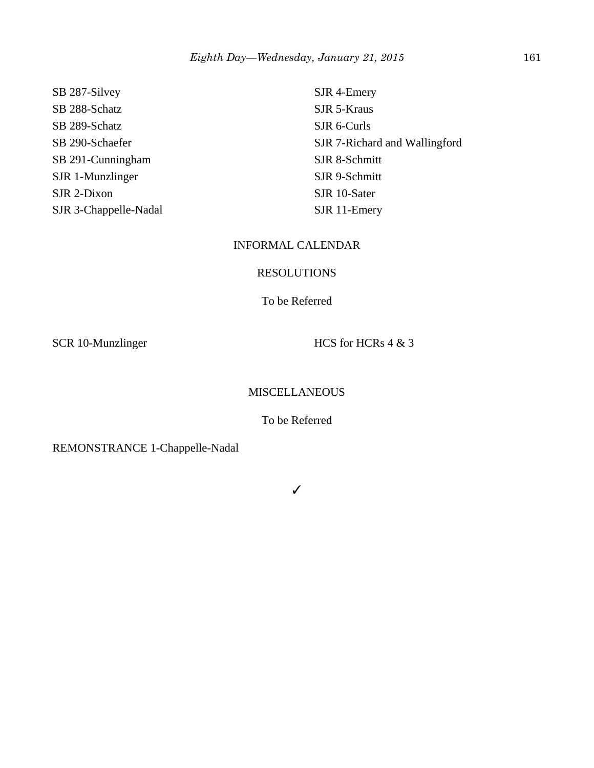SB 287-Silvey
SB 288-Schatz
SB 289-Schatz
SB 290-Schaefer
SB 291-Cunningham
SJR 1-Munzlinger
SJR 2-Dixon
SJR 3-Chappelle-Nadal
SJR 4-Emery
SJR 5-Kraus
SJR 6-Curls
SJR 7-Richard and Wallingford
SJR 8-Schmitt
SJR 9-Schmitt
SJR 10-Sater
SJR 11-Emery

INFORMAL CALENDAR

RESOLUTIONS

To be Referred

SCR 10-Munzlinger
HCS for HCRs 4 & 3

MISCELLANEOUS

To be Referred

REMONSTRANCE 1-Chappelle-Nadal

✓